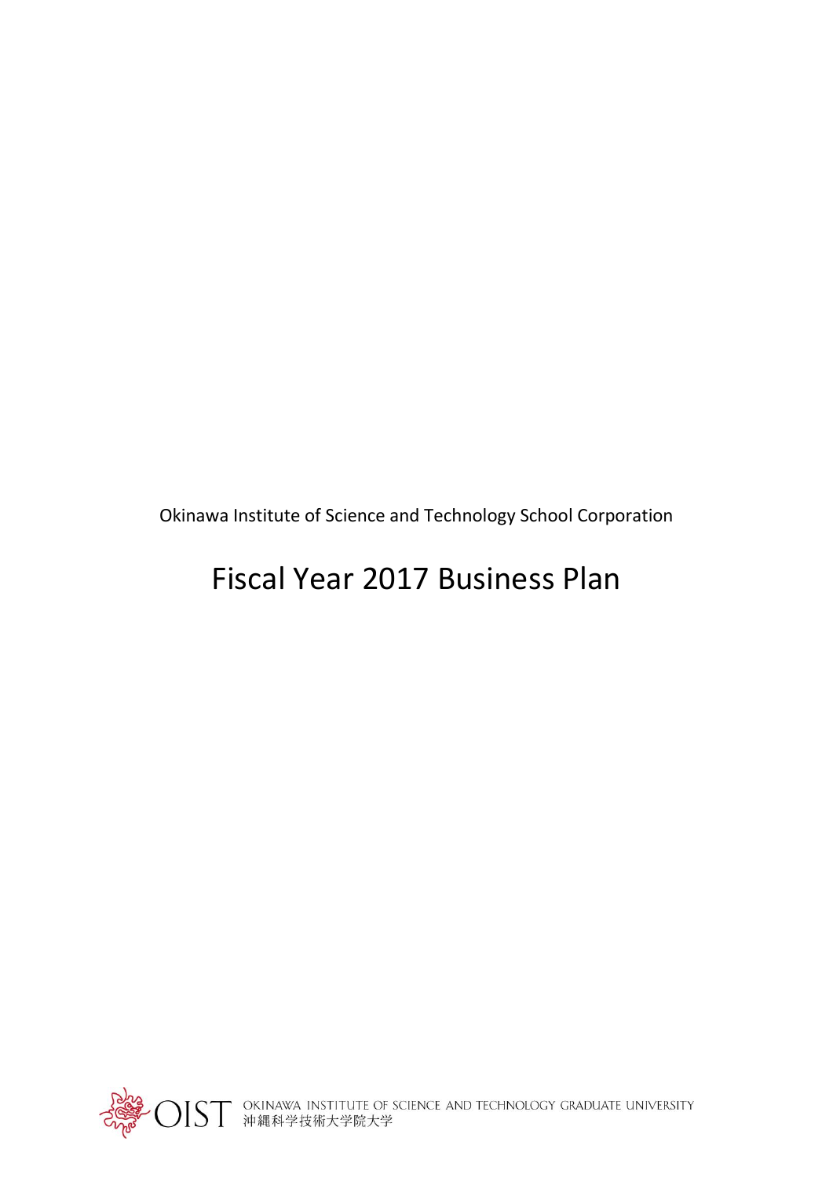Okinawa Institute of Science and Technology School Corporation

# Fiscal Year 2017 Business Plan

OIST OKINAWA INSTITUTE OF SCIENCE AND TECHNOLOGY GRADUATE UNIVERSITY
沖縄科学技術大学院大学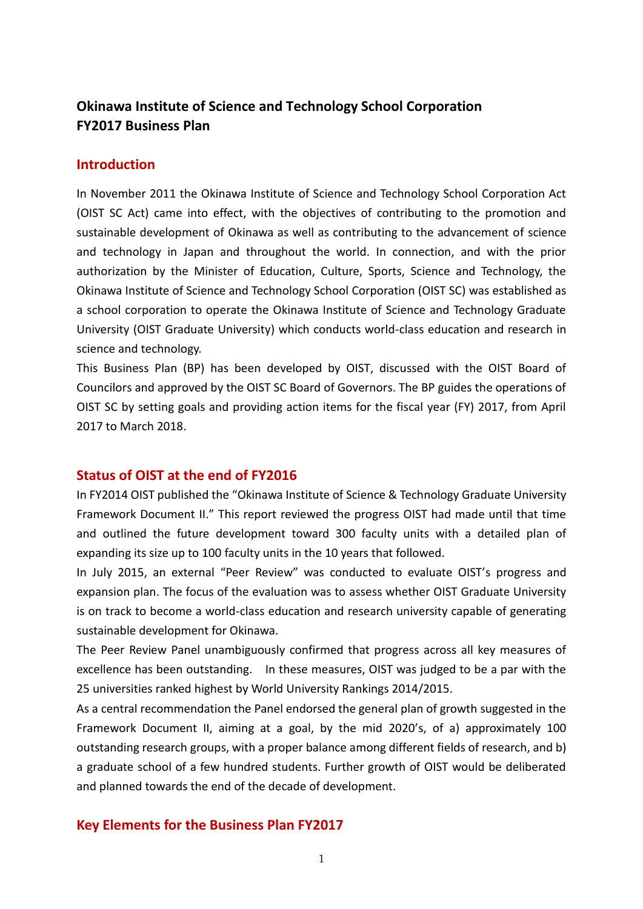**Okinawa Institute of Science and Technology School Corporation**
**FY2017 Business Plan**

## Introduction

In November 2011 the Okinawa Institute of Science and Technology School Corporation Act (OIST SC Act) came into effect, with the objectives of contributing to the promotion and sustainable development of Okinawa as well as contributing to the advancement of science and technology in Japan and throughout the world. In connection, and with the prior authorization by the Minister of Education, Culture, Sports, Science and Technology, the Okinawa Institute of Science and Technology School Corporation (OIST SC) was established as a school corporation to operate the Okinawa Institute of Science and Technology Graduate University (OIST Graduate University) which conducts world-class education and research in science and technology.

This Business Plan (BP) has been developed by OIST, discussed with the OIST Board of Councilors and approved by the OIST SC Board of Governors. The BP guides the operations of OIST SC by setting goals and providing action items for the fiscal year (FY) 2017, from April 2017 to March 2018.

## Status of OIST at the end of FY2016

In FY2014 OIST published the "Okinawa Institute of Science & Technology Graduate University Framework Document II." This report reviewed the progress OIST had made until that time and outlined the future development toward 300 faculty units with a detailed plan of expanding its size up to 100 faculty units in the 10 years that followed.

In July 2015, an external "Peer Review" was conducted to evaluate OIST's progress and expansion plan. The focus of the evaluation was to assess whether OIST Graduate University is on track to become a world-class education and research university capable of generating sustainable development for Okinawa.

The Peer Review Panel unambiguously confirmed that progress across all key measures of excellence has been outstanding. In these measures, OIST was judged to be a par with the 25 universities ranked highest by World University Rankings 2014/2015.

As a central recommendation the Panel endorsed the general plan of growth suggested in the Framework Document II, aiming at a goal, by the mid 2020's, of a) approximately 100 outstanding research groups, with a proper balance among different fields of research, and b) a graduate school of a few hundred students. Further growth of OIST would be deliberated and planned towards the end of the decade of development.

## Key Elements for the Business Plan FY2017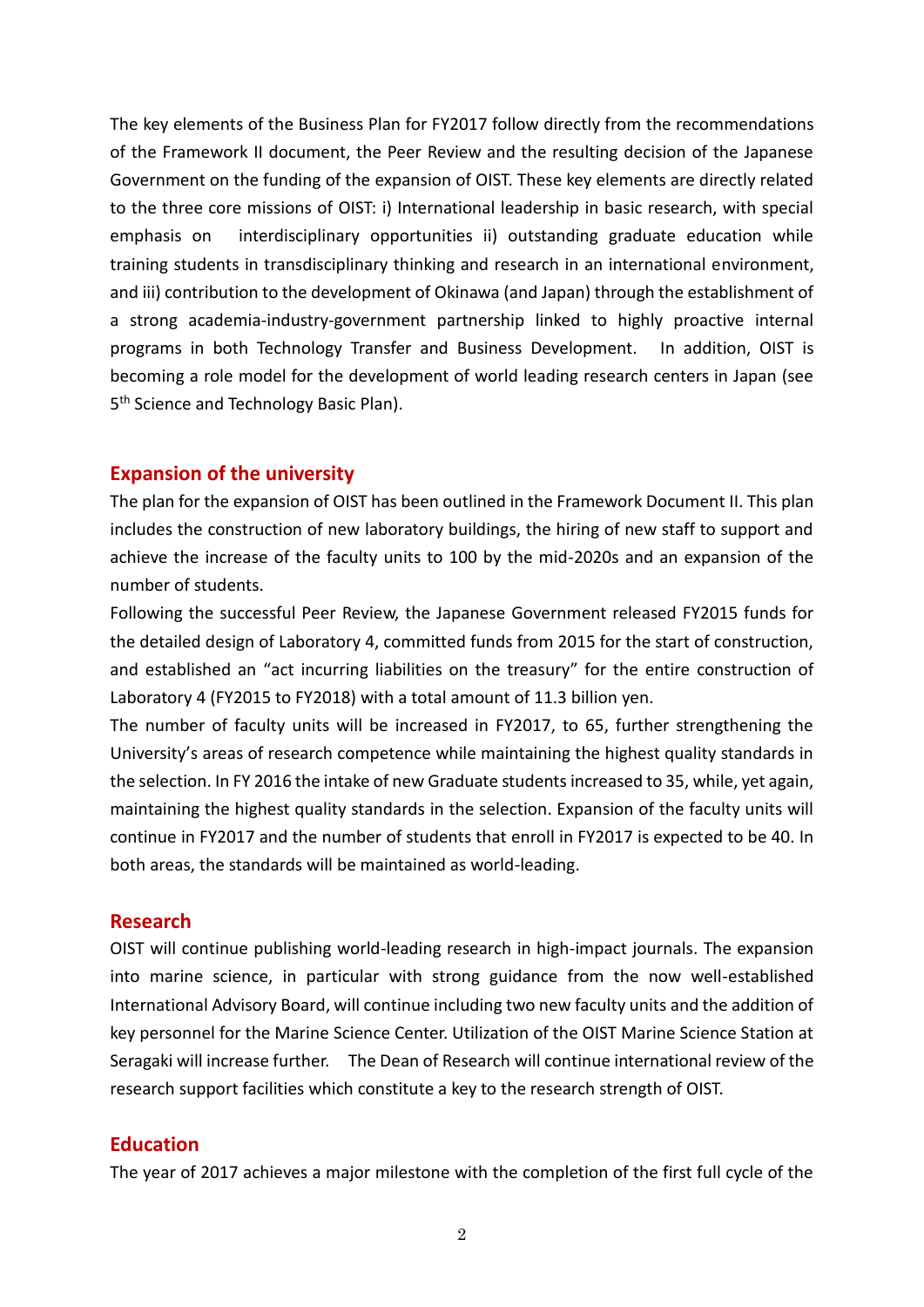The key elements of the Business Plan for FY2017 follow directly from the recommendations of the Framework II document, the Peer Review and the resulting decision of the Japanese Government on the funding of the expansion of OIST. These key elements are directly related to the three core missions of OIST: i) International leadership in basic research, with special emphasis on interdisciplinary opportunities ii) outstanding graduate education while training students in transdisciplinary thinking and research in an international environment, and iii) contribution to the development of Okinawa (and Japan) through the establishment of a strong academia-industry-government partnership linked to highly proactive internal programs in both Technology Transfer and Business Development. In addition, OIST is becoming a role model for the development of world leading research centers in Japan (see 5th Science and Technology Basic Plan).

## Expansion of the university

The plan for the expansion of OIST has been outlined in the Framework Document II. This plan includes the construction of new laboratory buildings, the hiring of new staff to support and achieve the increase of the faculty units to 100 by the mid-2020s and an expansion of the number of students.

Following the successful Peer Review, the Japanese Government released FY2015 funds for the detailed design of Laboratory 4, committed funds from 2015 for the start of construction, and established an "act incurring liabilities on the treasury" for the entire construction of Laboratory 4 (FY2015 to FY2018) with a total amount of 11.3 billion yen.

The number of faculty units will be increased in FY2017, to 65, further strengthening the University's areas of research competence while maintaining the highest quality standards in the selection. In FY 2016 the intake of new Graduate students increased to 35, while, yet again, maintaining the highest quality standards in the selection. Expansion of the faculty units will continue in FY2017 and the number of students that enroll in FY2017 is expected to be 40. In both areas, the standards will be maintained as world-leading.

## Research

OIST will continue publishing world-leading research in high-impact journals. The expansion into marine science, in particular with strong guidance from the now well-established International Advisory Board, will continue including two new faculty units and the addition of key personnel for the Marine Science Center. Utilization of the OIST Marine Science Station at Seragaki will increase further. The Dean of Research will continue international review of the research support facilities which constitute a key to the research strength of OIST.

## Education

The year of 2017 achieves a major milestone with the completion of the first full cycle of the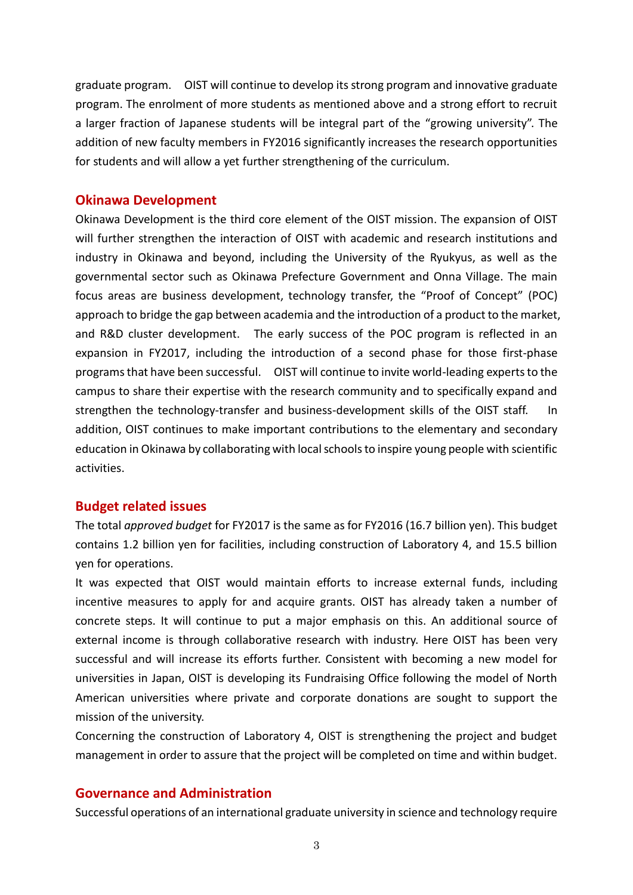graduate program. OIST will continue to develop its strong program and innovative graduate program. The enrolment of more students as mentioned above and a strong effort to recruit a larger fraction of Japanese students will be integral part of the "growing university". The addition of new faculty members in FY2016 significantly increases the research opportunities for students and will allow a yet further strengthening of the curriculum.

## Okinawa Development

Okinawa Development is the third core element of the OIST mission. The expansion of OIST will further strengthen the interaction of OIST with academic and research institutions and industry in Okinawa and beyond, including the University of the Ryukyus, as well as the governmental sector such as Okinawa Prefecture Government and Onna Village. The main focus areas are business development, technology transfer, the "Proof of Concept" (POC) approach to bridge the gap between academia and the introduction of a product to the market, and R&D cluster development. The early success of the POC program is reflected in an expansion in FY2017, including the introduction of a second phase for those first-phase programs that have been successful. OIST will continue to invite world-leading experts to the campus to share their expertise with the research community and to specifically expand and strengthen the technology-transfer and business-development skills of the OIST staff. In addition, OIST continues to make important contributions to the elementary and secondary education in Okinawa by collaborating with local schools to inspire young people with scientific activities.

## Budget related issues

The total *approved budget* for FY2017 is the same as for FY2016 (16.7 billion yen). This budget contains 1.2 billion yen for facilities, including construction of Laboratory 4, and 15.5 billion yen for operations.

It was expected that OIST would maintain efforts to increase external funds, including incentive measures to apply for and acquire grants. OIST has already taken a number of concrete steps. It will continue to put a major emphasis on this. An additional source of external income is through collaborative research with industry. Here OIST has been very successful and will increase its efforts further. Consistent with becoming a new model for universities in Japan, OIST is developing its Fundraising Office following the model of North American universities where private and corporate donations are sought to support the mission of the university.

Concerning the construction of Laboratory 4, OIST is strengthening the project and budget management in order to assure that the project will be completed on time and within budget.

## Governance and Administration

Successful operations of an international graduate university in science and technology require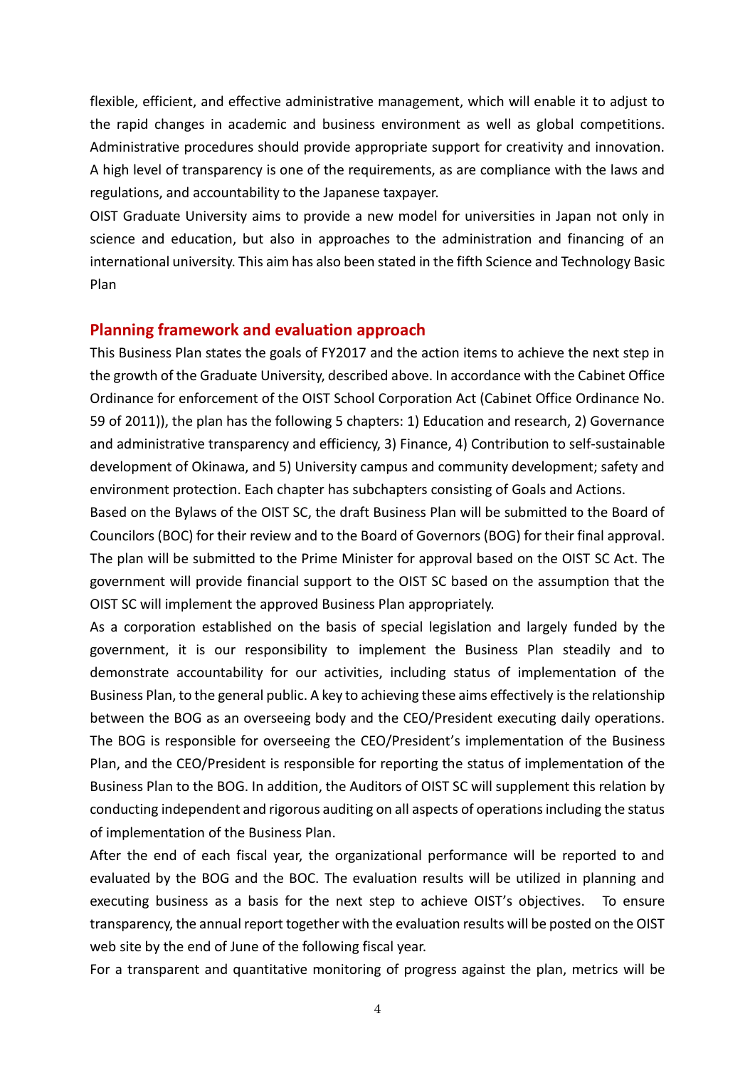flexible, efficient, and effective administrative management, which will enable it to adjust to the rapid changes in academic and business environment as well as global competitions. Administrative procedures should provide appropriate support for creativity and innovation. A high level of transparency is one of the requirements, as are compliance with the laws and regulations, and accountability to the Japanese taxpayer.

OIST Graduate University aims to provide a new model for universities in Japan not only in science and education, but also in approaches to the administration and financing of an international university. This aim has also been stated in the fifth Science and Technology Basic Plan

## Planning framework and evaluation approach

This Business Plan states the goals of FY2017 and the action items to achieve the next step in the growth of the Graduate University, described above. In accordance with the Cabinet Office Ordinance for enforcement of the OIST School Corporation Act (Cabinet Office Ordinance No. 59 of 2011)), the plan has the following 5 chapters: 1) Education and research, 2) Governance and administrative transparency and efficiency, 3) Finance, 4) Contribution to self-sustainable development of Okinawa, and 5) University campus and community development; safety and environment protection. Each chapter has subchapters consisting of Goals and Actions.

Based on the Bylaws of the OIST SC, the draft Business Plan will be submitted to the Board of Councilors (BOC) for their review and to the Board of Governors (BOG) for their final approval. The plan will be submitted to the Prime Minister for approval based on the OIST SC Act. The government will provide financial support to the OIST SC based on the assumption that the OIST SC will implement the approved Business Plan appropriately.

As a corporation established on the basis of special legislation and largely funded by the government, it is our responsibility to implement the Business Plan steadily and to demonstrate accountability for our activities, including status of implementation of the Business Plan, to the general public. A key to achieving these aims effectively is the relationship between the BOG as an overseeing body and the CEO/President executing daily operations. The BOG is responsible for overseeing the CEO/President's implementation of the Business Plan, and the CEO/President is responsible for reporting the status of implementation of the Business Plan to the BOG. In addition, the Auditors of OIST SC will supplement this relation by conducting independent and rigorous auditing on all aspects of operations including the status of implementation of the Business Plan.

After the end of each fiscal year, the organizational performance will be reported to and evaluated by the BOG and the BOC. The evaluation results will be utilized in planning and executing business as a basis for the next step to achieve OIST's objectives. To ensure transparency, the annual report together with the evaluation results will be posted on the OIST web site by the end of June of the following fiscal year.

For a transparent and quantitative monitoring of progress against the plan, metrics will be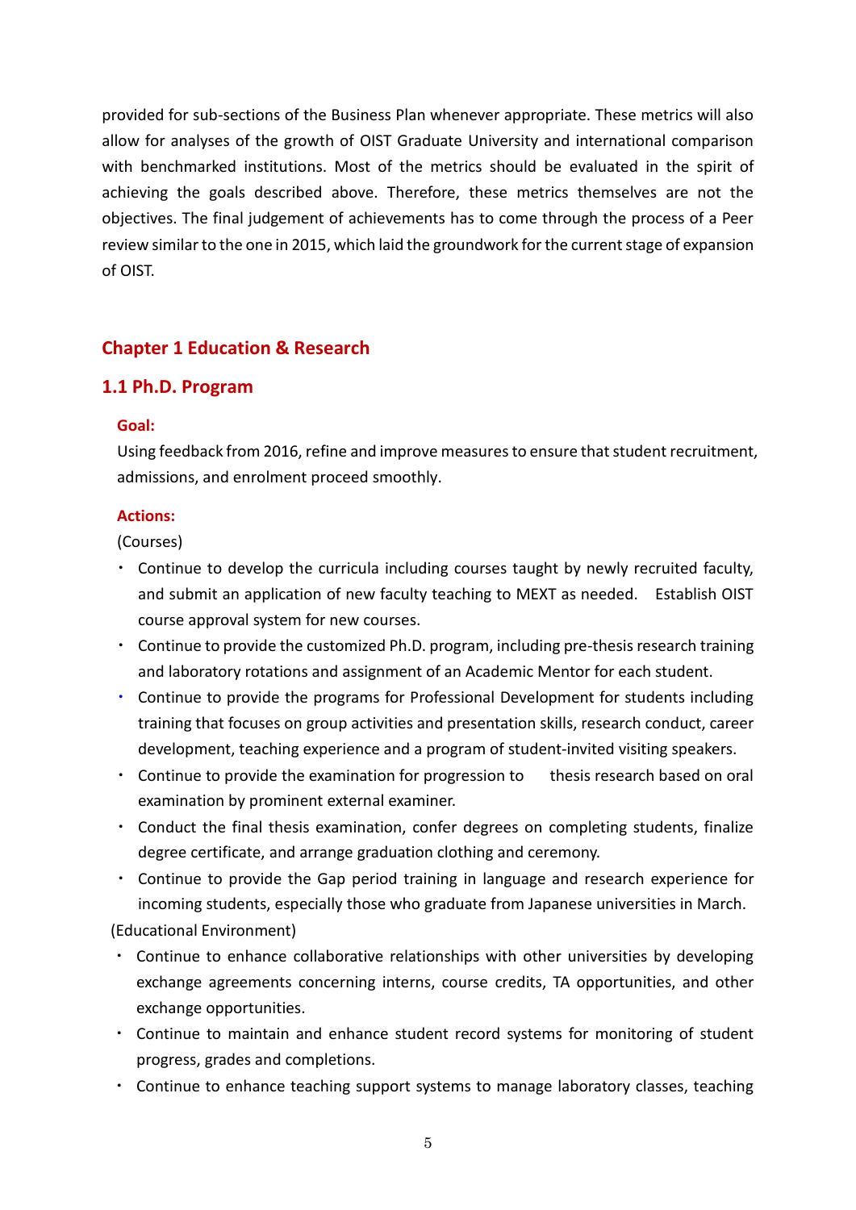provided for sub-sections of the Business Plan whenever appropriate. These metrics will also allow for analyses of the growth of OIST Graduate University and international comparison with benchmarked institutions. Most of the metrics should be evaluated in the spirit of achieving the goals described above. Therefore, these metrics themselves are not the objectives. The final judgement of achievements has to come through the process of a Peer review similar to the one in 2015, which laid the groundwork for the current stage of expansion of OIST.

## Chapter 1 Education & Research

### 1.1 Ph.D. Program

**Goal:**

Using feedback from 2016, refine and improve measures to ensure that student recruitment, admissions, and enrolment proceed smoothly.

**Actions:**

(Courses)

- Continue to develop the curricula including courses taught by newly recruited faculty, and submit an application of new faculty teaching to MEXT as needed. Establish OIST course approval system for new courses.
- Continue to provide the customized Ph.D. program, including pre-thesis research training and laboratory rotations and assignment of an Academic Mentor for each student.
- Continue to provide the programs for Professional Development for students including training that focuses on group activities and presentation skills, research conduct, career development, teaching experience and a program of student-invited visiting speakers.
- Continue to provide the examination for progression to thesis research based on oral examination by prominent external examiner.
- Conduct the final thesis examination, confer degrees on completing students, finalize degree certificate, and arrange graduation clothing and ceremony.
- Continue to provide the Gap period training in language and research experience for incoming students, especially those who graduate from Japanese universities in March.

(Educational Environment)

- Continue to enhance collaborative relationships with other universities by developing exchange agreements concerning interns, course credits, TA opportunities, and other exchange opportunities.
- Continue to maintain and enhance student record systems for monitoring of student progress, grades and completions.
- Continue to enhance teaching support systems to manage laboratory classes, teaching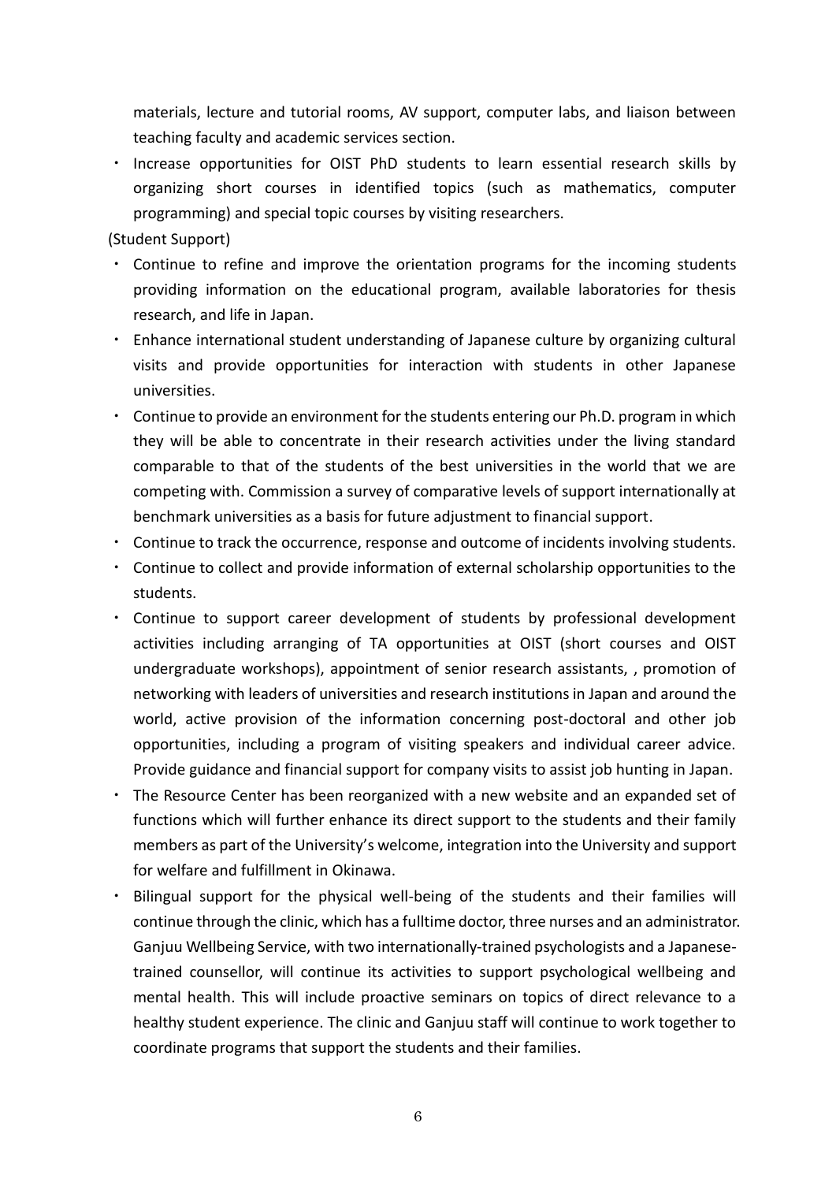materials, lecture and tutorial rooms, AV support, computer labs, and liaison between teaching faculty and academic services section.

- Increase opportunities for OIST PhD students to learn essential research skills by organizing short courses in identified topics (such as mathematics, computer programming) and special topic courses by visiting researchers.

(Student Support)

- Continue to refine and improve the orientation programs for the incoming students providing information on the educational program, available laboratories for thesis research, and life in Japan.
- Enhance international student understanding of Japanese culture by organizing cultural visits and provide opportunities for interaction with students in other Japanese universities.
- Continue to provide an environment for the students entering our Ph.D. program in which they will be able to concentrate in their research activities under the living standard comparable to that of the students of the best universities in the world that we are competing with. Commission a survey of comparative levels of support internationally at benchmark universities as a basis for future adjustment to financial support.
- Continue to track the occurrence, response and outcome of incidents involving students.
- Continue to collect and provide information of external scholarship opportunities to the students.
- Continue to support career development of students by professional development activities including arranging of TA opportunities at OIST (short courses and OIST undergraduate workshops), appointment of senior research assistants, , promotion of networking with leaders of universities and research institutions in Japan and around the world, active provision of the information concerning post-doctoral and other job opportunities, including a program of visiting speakers and individual career advice. Provide guidance and financial support for company visits to assist job hunting in Japan.
- The Resource Center has been reorganized with a new website and an expanded set of functions which will further enhance its direct support to the students and their family members as part of the University's welcome, integration into the University and support for welfare and fulfillment in Okinawa.
- Bilingual support for the physical well-being of the students and their families will continue through the clinic, which has a fulltime doctor, three nurses and an administrator. Ganjuu Wellbeing Service, with two internationally-trained psychologists and a Japanese-trained counsellor, will continue its activities to support psychological wellbeing and mental health. This will include proactive seminars on topics of direct relevance to a healthy student experience. The clinic and Ganjuu staff will continue to work together to coordinate programs that support the students and their families.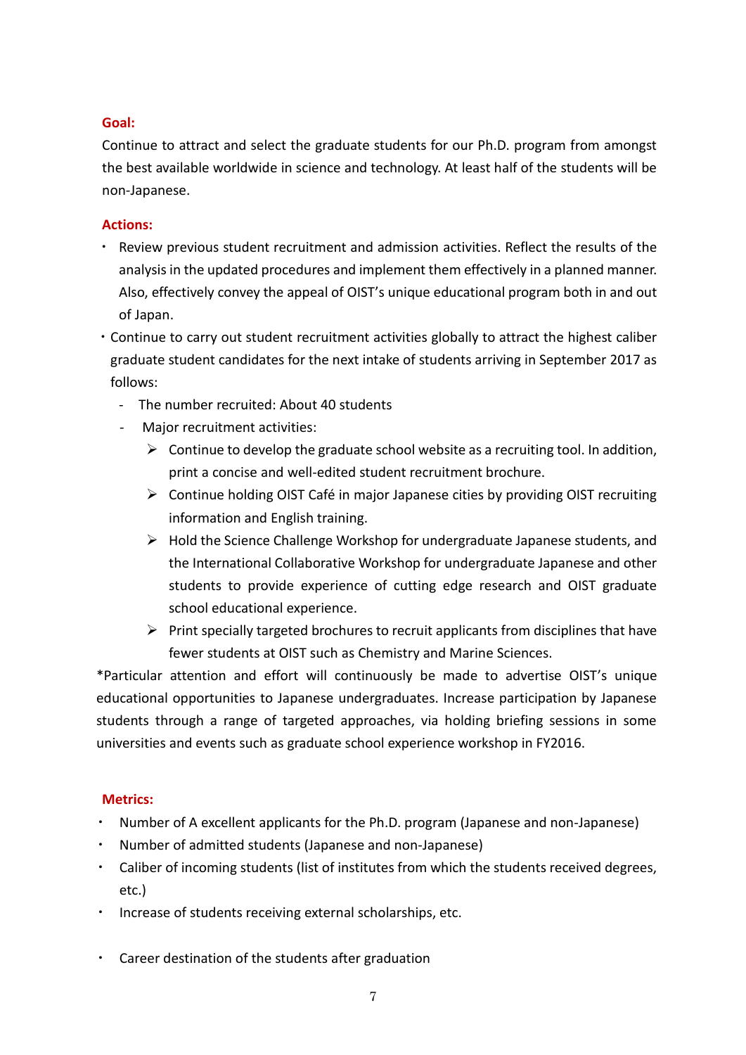**Goal:**

Continue to attract and select the graduate students for our Ph.D. program from amongst the best available worldwide in science and technology. At least half of the students will be non-Japanese.

**Actions:**

- Review previous student recruitment and admission activities. Reflect the results of the analysis in the updated procedures and implement them effectively in a planned manner. Also, effectively convey the appeal of OIST's unique educational program both in and out of Japan.
- Continue to carry out student recruitment activities globally to attract the highest caliber graduate student candidates for the next intake of students arriving in September 2017 as follows:
  - The number recruited: About 40 students
  - Major recruitment activities:
    - Continue to develop the graduate school website as a recruiting tool. In addition, print a concise and well-edited student recruitment brochure.
    - Continue holding OIST Café in major Japanese cities by providing OIST recruiting information and English training.
    - Hold the Science Challenge Workshop for undergraduate Japanese students, and the International Collaborative Workshop for undergraduate Japanese and other students to provide experience of cutting edge research and OIST graduate school educational experience.
    - Print specially targeted brochures to recruit applicants from disciplines that have fewer students at OIST such as Chemistry and Marine Sciences.

*Particular attention and effort will continuously be made to advertise OIST's unique educational opportunities to Japanese undergraduates. Increase participation by Japanese students through a range of targeted approaches, via holding briefing sessions in some universities and events such as graduate school experience workshop in FY2016.

**Metrics:**

- Number of A excellent applicants for the Ph.D. program (Japanese and non-Japanese)
- Number of admitted students (Japanese and non-Japanese)
- Caliber of incoming students (list of institutes from which the students received degrees, etc.)
- Increase of students receiving external scholarships, etc.
- Career destination of the students after graduation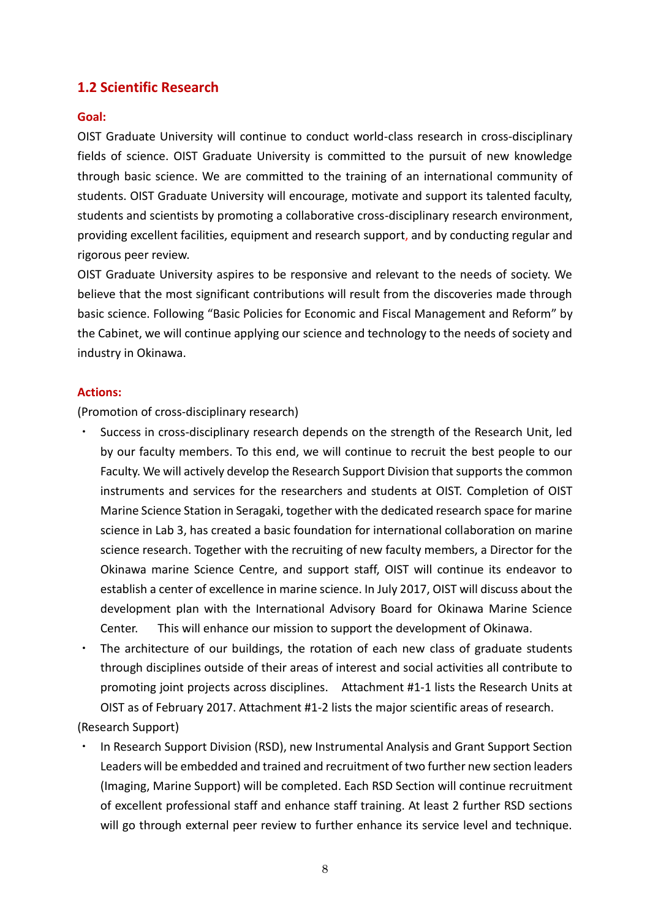## 1.2 Scientific Research

**Goal:**

OIST Graduate University will continue to conduct world-class research in cross-disciplinary fields of science. OIST Graduate University is committed to the pursuit of new knowledge through basic science. We are committed to the training of an international community of students. OIST Graduate University will encourage, motivate and support its talented faculty, students and scientists by promoting a collaborative cross-disciplinary research environment, providing excellent facilities, equipment and research support, and by conducting regular and rigorous peer review.

OIST Graduate University aspires to be responsive and relevant to the needs of society. We believe that the most significant contributions will result from the discoveries made through basic science. Following "Basic Policies for Economic and Fiscal Management and Reform" by the Cabinet, we will continue applying our science and technology to the needs of society and industry in Okinawa.

**Actions:**

(Promotion of cross-disciplinary research)

- Success in cross-disciplinary research depends on the strength of the Research Unit, led by our faculty members. To this end, we will continue to recruit the best people to our Faculty. We will actively develop the Research Support Division that supports the common instruments and services for the researchers and students at OIST. Completion of OIST Marine Science Station in Seragaki, together with the dedicated research space for marine science in Lab 3, has created a basic foundation for international collaboration on marine science research. Together with the recruiting of new faculty members, a Director for the Okinawa marine Science Centre, and support staff, OIST will continue its endeavor to establish a center of excellence in marine science. In July 2017, OIST will discuss about the development plan with the International Advisory Board for Okinawa Marine Science Center. This will enhance our mission to support the development of Okinawa.
- The architecture of our buildings, the rotation of each new class of graduate students through disciplines outside of their areas of interest and social activities all contribute to promoting joint projects across disciplines. Attachment #1-1 lists the Research Units at OIST as of February 2017. Attachment #1-2 lists the major scientific areas of research.

(Research Support)

- In Research Support Division (RSD), new Instrumental Analysis and Grant Support Section Leaders will be embedded and trained and recruitment of two further new section leaders (Imaging, Marine Support) will be completed. Each RSD Section will continue recruitment of excellent professional staff and enhance staff training. At least 2 further RSD sections will go through external peer review to further enhance its service level and technique.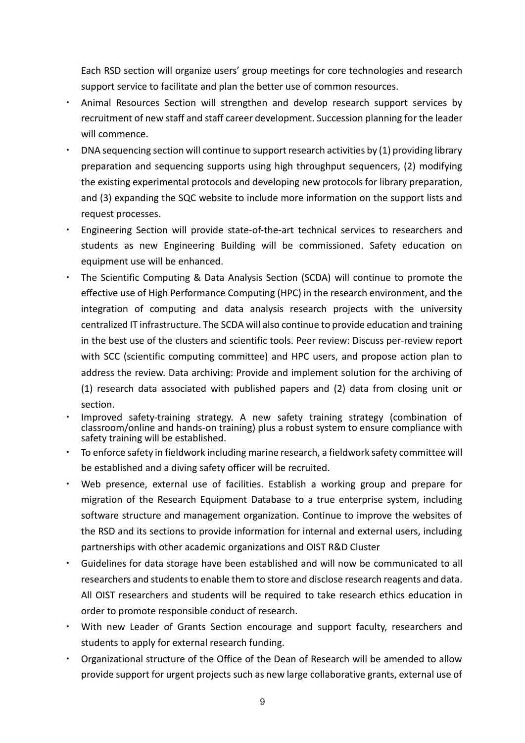Each RSD section will organize users' group meetings for core technologies and research support service to facilitate and plan the better use of common resources.

- Animal Resources Section will strengthen and develop research support services by recruitment of new staff and staff career development. Succession planning for the leader will commence.
- DNA sequencing section will continue to support research activities by (1) providing library preparation and sequencing supports using high throughput sequencers, (2) modifying the existing experimental protocols and developing new protocols for library preparation, and (3) expanding the SQC website to include more information on the support lists and request processes.
- Engineering Section will provide state-of-the-art technical services to researchers and students as new Engineering Building will be commissioned. Safety education on equipment use will be enhanced.
- The Scientific Computing & Data Analysis Section (SCDA) will continue to promote the effective use of High Performance Computing (HPC) in the research environment, and the integration of computing and data analysis research projects with the university centralized IT infrastructure. The SCDA will also continue to provide education and training in the best use of the clusters and scientific tools. Peer review: Discuss per-review report with SCC (scientific computing committee) and HPC users, and propose action plan to address the review. Data archiving: Provide and implement solution for the archiving of (1) research data associated with published papers and (2) data from closing unit or section.
- Improved safety-training strategy. A new safety training strategy (combination of classroom/online and hands-on training) plus a robust system to ensure compliance with safety training will be established.
- To enforce safety in fieldwork including marine research, a fieldwork safety committee will be established and a diving safety officer will be recruited.
- Web presence, external use of facilities. Establish a working group and prepare for migration of the Research Equipment Database to a true enterprise system, including software structure and management organization. Continue to improve the websites of the RSD and its sections to provide information for internal and external users, including partnerships with other academic organizations and OIST R&D Cluster
- Guidelines for data storage have been established and will now be communicated to all researchers and students to enable them to store and disclose research reagents and data. All OIST researchers and students will be required to take research ethics education in order to promote responsible conduct of research.
- With new Leader of Grants Section encourage and support faculty, researchers and students to apply for external research funding.
- Organizational structure of the Office of the Dean of Research will be amended to allow provide support for urgent projects such as new large collaborative grants, external use of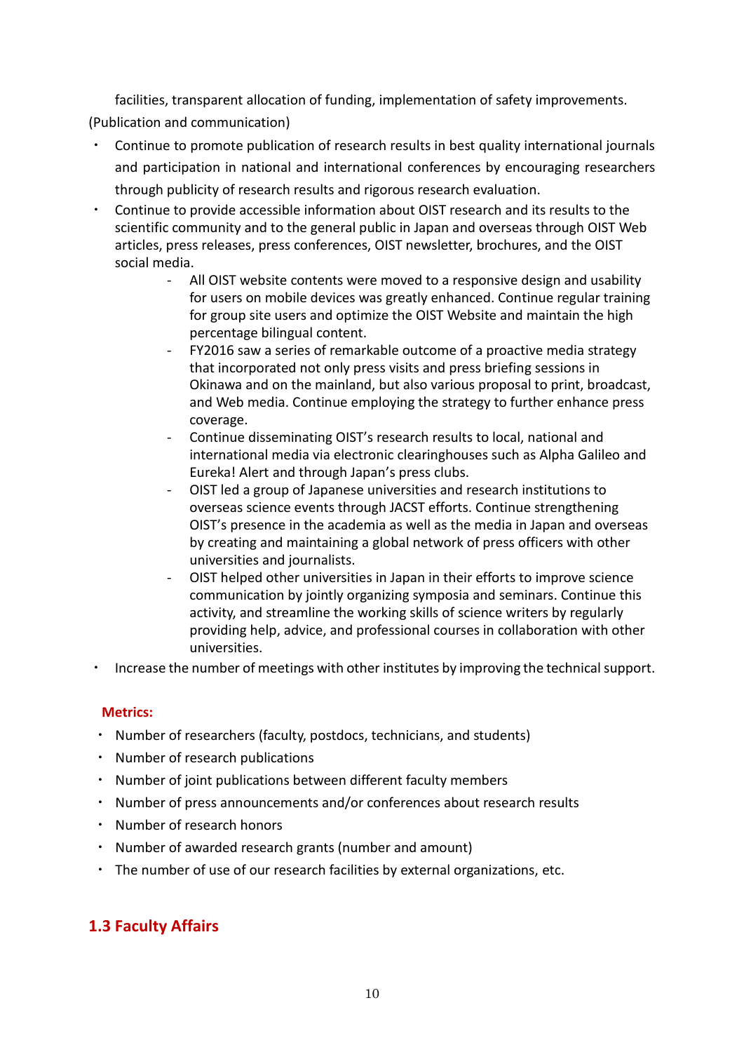facilities, transparent allocation of funding, implementation of safety improvements.

(Publication and communication)

- Continue to promote publication of research results in best quality international journals and participation in national and international conferences by encouraging researchers through publicity of research results and rigorous research evaluation.
- Continue to provide accessible information about OIST research and its results to the scientific community and to the general public in Japan and overseas through OIST Web articles, press releases, press conferences, OIST newsletter, brochures, and the OIST social media.
    - All OIST website contents were moved to a responsive design and usability for users on mobile devices was greatly enhanced. Continue regular training for group site users and optimize the OIST Website and maintain the high percentage bilingual content.
    - FY2016 saw a series of remarkable outcome of a proactive media strategy that incorporated not only press visits and press briefing sessions in Okinawa and on the mainland, but also various proposal to print, broadcast, and Web media. Continue employing the strategy to further enhance press coverage.
    - Continue disseminating OIST's research results to local, national and international media via electronic clearinghouses such as Alpha Galileo and Eureka! Alert and through Japan's press clubs.
    - OIST led a group of Japanese universities and research institutions to overseas science events through JACST efforts. Continue strengthening OIST's presence in the academia as well as the media in Japan and overseas by creating and maintaining a global network of press officers with other universities and journalists.
    - OIST helped other universities in Japan in their efforts to improve science communication by jointly organizing symposia and seminars. Continue this activity, and streamline the working skills of science writers by regularly providing help, advice, and professional courses in collaboration with other universities.
- Increase the number of meetings with other institutes by improving the technical support.

**Metrics:**

- Number of researchers (faculty, postdocs, technicians, and students)
- Number of research publications
- Number of joint publications between different faculty members
- Number of press announcements and/or conferences about research results
- Number of research honors
- Number of awarded research grants (number and amount)
- The number of use of our research facilities by external organizations, etc.

## 1.3 Faculty Affairs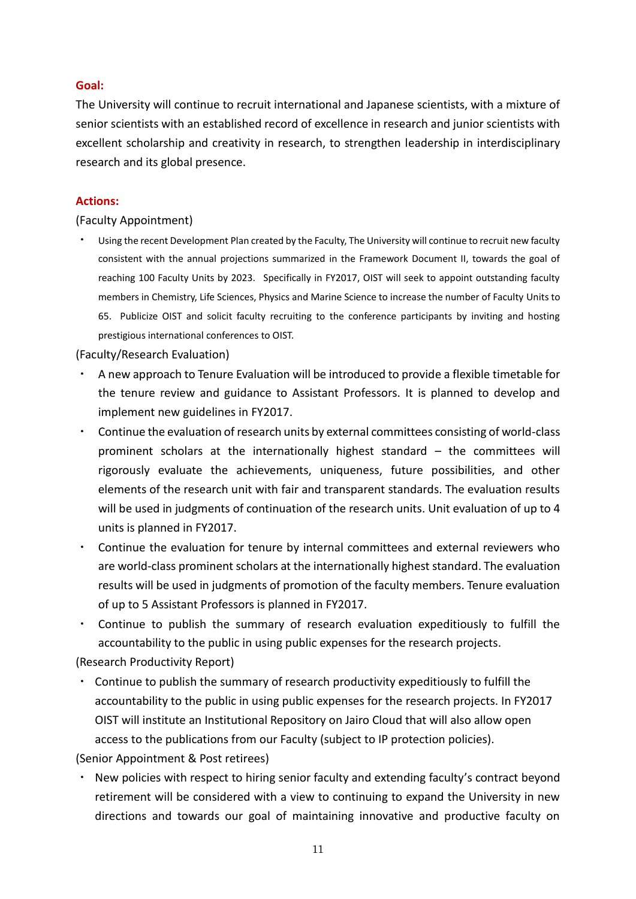**Goal:**

The University will continue to recruit international and Japanese scientists, with a mixture of senior scientists with an established record of excellence in research and junior scientists with excellent scholarship and creativity in research, to strengthen leadership in interdisciplinary research and its global presence.

**Actions:**

(Faculty Appointment)

- Using the recent Development Plan created by the Faculty, The University will continue to recruit new faculty consistent with the annual projections summarized in the Framework Document II, towards the goal of reaching 100 Faculty Units by 2023. Specifically in FY2017, OIST will seek to appoint outstanding faculty members in Chemistry, Life Sciences, Physics and Marine Science to increase the number of Faculty Units to 65. Publicize OIST and solicit faculty recruiting to the conference participants by inviting and hosting prestigious international conferences to OIST.

(Faculty/Research Evaluation)

- A new approach to Tenure Evaluation will be introduced to provide a flexible timetable for the tenure review and guidance to Assistant Professors. It is planned to develop and implement new guidelines in FY2017.
- Continue the evaluation of research units by external committees consisting of world-class prominent scholars at the internationally highest standard – the committees will rigorously evaluate the achievements, uniqueness, future possibilities, and other elements of the research unit with fair and transparent standards. The evaluation results will be used in judgments of continuation of the research units. Unit evaluation of up to 4 units is planned in FY2017.
- Continue the evaluation for tenure by internal committees and external reviewers who are world-class prominent scholars at the internationally highest standard. The evaluation results will be used in judgments of promotion of the faculty members. Tenure evaluation of up to 5 Assistant Professors is planned in FY2017.
- Continue to publish the summary of research evaluation expeditiously to fulfill the accountability to the public in using public expenses for the research projects.

(Research Productivity Report)

- Continue to publish the summary of research productivity expeditiously to fulfill the accountability to the public in using public expenses for the research projects. In FY2017 OIST will institute an Institutional Repository on Jairo Cloud that will also allow open access to the publications from our Faculty (subject to IP protection policies).

(Senior Appointment & Post retirees)

- New policies with respect to hiring senior faculty and extending faculty's contract beyond retirement will be considered with a view to continuing to expand the University in new directions and towards our goal of maintaining innovative and productive faculty on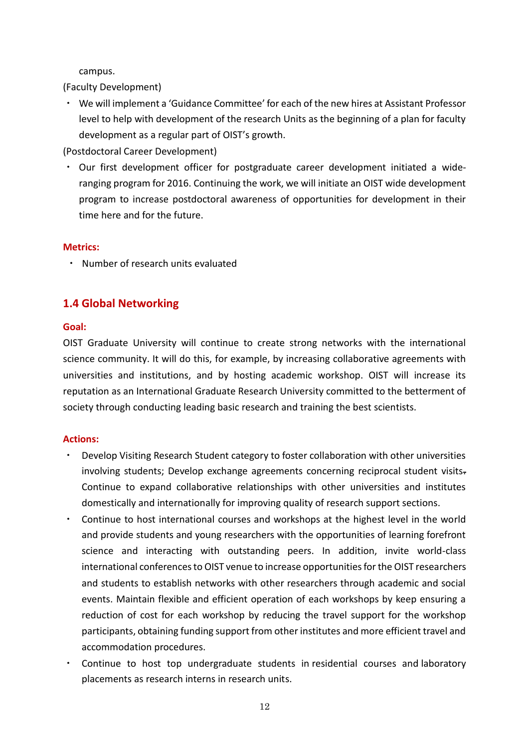campus.

(Faculty Development)

- We will implement a 'Guidance Committee' for each of the new hires at Assistant Professor level to help with development of the research Units as the beginning of a plan for faculty development as a regular part of OIST's growth.

(Postdoctoral Career Development)

- Our first development officer for postgraduate career development initiated a wide-ranging program for 2016. Continuing the work, we will initiate an OIST wide development program to increase postdoctoral awareness of opportunities for development in their time here and for the future.

**Metrics:**

- Number of research units evaluated

## 1.4 Global Networking

**Goal:**

OIST Graduate University will continue to create strong networks with the international science community. It will do this, for example, by increasing collaborative agreements with universities and institutions, and by hosting academic workshop. OIST will increase its reputation as an International Graduate Research University committed to the betterment of society through conducting leading basic research and training the best scientists.

**Actions:**

- Develop Visiting Research Student category to foster collaboration with other universities involving students; Develop exchange agreements concerning reciprocal student visits. Continue to expand collaborative relationships with other universities and institutes domestically and internationally for improving quality of research support sections.
- Continue to host international courses and workshops at the highest level in the world and provide students and young researchers with the opportunities of learning forefront science and interacting with outstanding peers. In addition, invite world-class international conferences to OIST venue to increase opportunities for the OIST researchers and students to establish networks with other researchers through academic and social events. Maintain flexible and efficient operation of each workshops by keep ensuring a reduction of cost for each workshop by reducing the travel support for the workshop participants, obtaining funding support from other institutes and more efficient travel and accommodation procedures.
- Continue to host top undergraduate students in residential courses and laboratory placements as research interns in research units.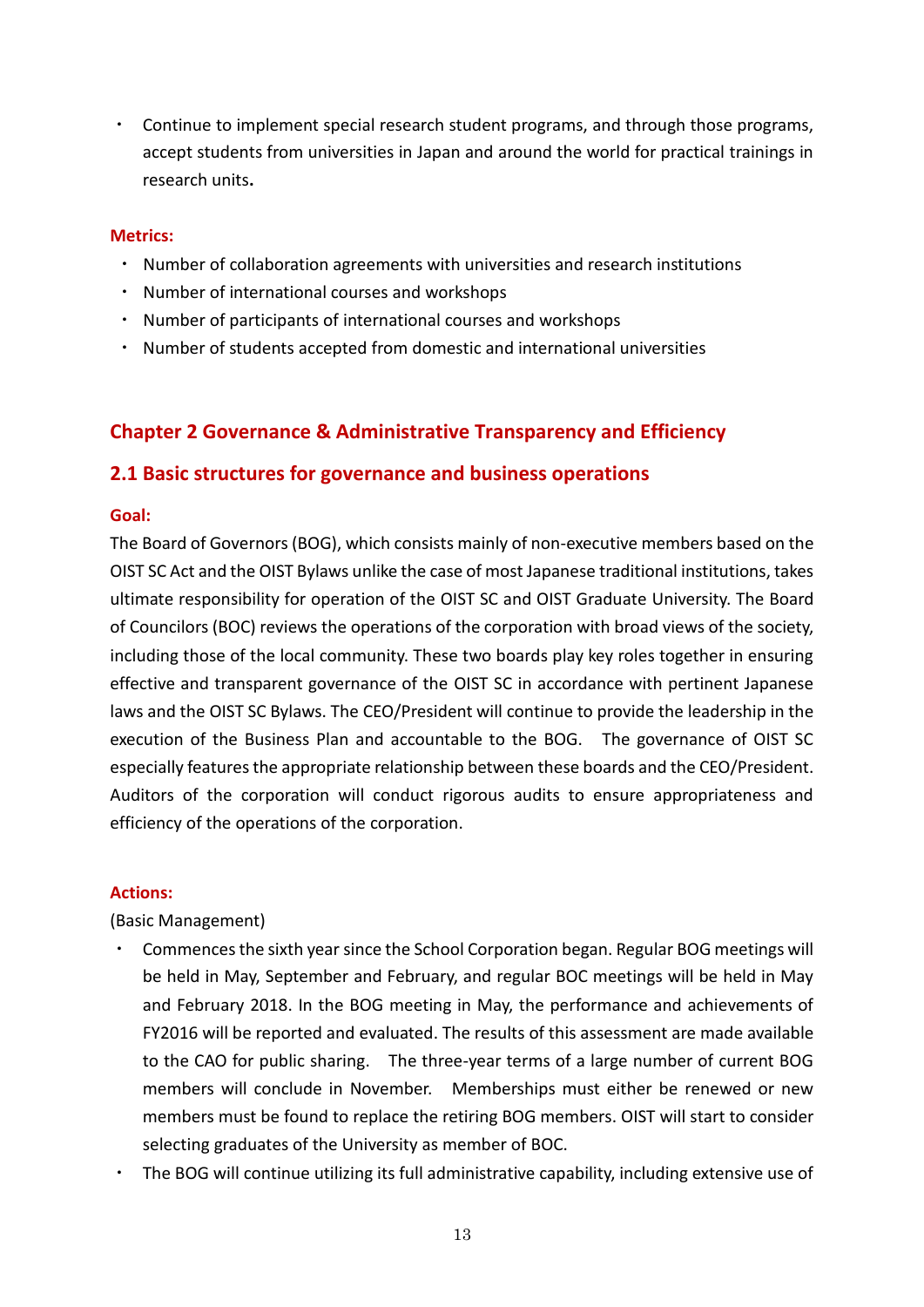- Continue to implement special research student programs, and through those programs, accept students from universities in Japan and around the world for practical trainings in research units**.**

**Metrics:**

- Number of collaboration agreements with universities and research institutions
- Number of international courses and workshops
- Number of participants of international courses and workshops
- Number of students accepted from domestic and international universities

## Chapter 2 Governance & Administrative Transparency and Efficiency

### 2.1 Basic structures for governance and business operations

**Goal:**

The Board of Governors (BOG), which consists mainly of non-executive members based on the OIST SC Act and the OIST Bylaws unlike the case of most Japanese traditional institutions, takes ultimate responsibility for operation of the OIST SC and OIST Graduate University. The Board of Councilors (BOC) reviews the operations of the corporation with broad views of the society, including those of the local community. These two boards play key roles together in ensuring effective and transparent governance of the OIST SC in accordance with pertinent Japanese laws and the OIST SC Bylaws. The CEO/President will continue to provide the leadership in the execution of the Business Plan and accountable to the BOG. The governance of OIST SC especially features the appropriate relationship between these boards and the CEO/President. Auditors of the corporation will conduct rigorous audits to ensure appropriateness and efficiency of the operations of the corporation.

**Actions:**

(Basic Management)

- Commences the sixth year since the School Corporation began. Regular BOG meetings will be held in May, September and February, and regular BOC meetings will be held in May and February 2018. In the BOG meeting in May, the performance and achievements of FY2016 will be reported and evaluated. The results of this assessment are made available to the CAO for public sharing. The three-year terms of a large number of current BOG members will conclude in November. Memberships must either be renewed or new members must be found to replace the retiring BOG members. OIST will start to consider selecting graduates of the University as member of BOC.
- The BOG will continue utilizing its full administrative capability, including extensive use of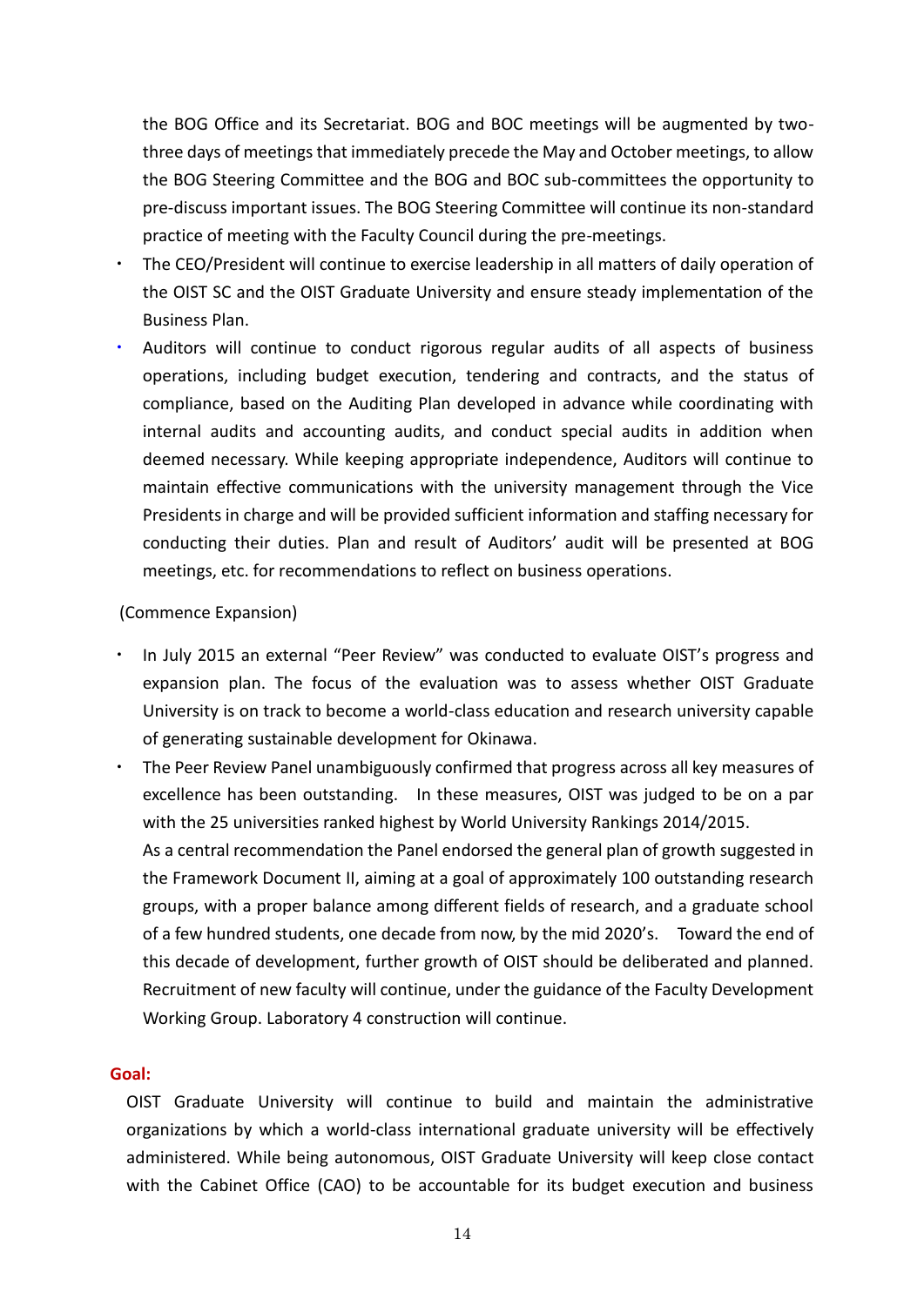the BOG Office and its Secretariat. BOG and BOC meetings will be augmented by two-three days of meetings that immediately precede the May and October meetings, to allow the BOG Steering Committee and the BOG and BOC sub-committees the opportunity to pre-discuss important issues. The BOG Steering Committee will continue its non-standard practice of meeting with the Faculty Council during the pre-meetings.

- The CEO/President will continue to exercise leadership in all matters of daily operation of the OIST SC and the OIST Graduate University and ensure steady implementation of the Business Plan.
- Auditors will continue to conduct rigorous regular audits of all aspects of business operations, including budget execution, tendering and contracts, and the status of compliance, based on the Auditing Plan developed in advance while coordinating with internal audits and accounting audits, and conduct special audits in addition when deemed necessary. While keeping appropriate independence, Auditors will continue to maintain effective communications with the university management through the Vice Presidents in charge and will be provided sufficient information and staffing necessary for conducting their duties. Plan and result of Auditors' audit will be presented at BOG meetings, etc. for recommendations to reflect on business operations.

(Commence Expansion)

- In July 2015 an external "Peer Review" was conducted to evaluate OIST's progress and expansion plan. The focus of the evaluation was to assess whether OIST Graduate University is on track to become a world-class education and research university capable of generating sustainable development for Okinawa.
- The Peer Review Panel unambiguously confirmed that progress across all key measures of excellence has been outstanding. In these measures, OIST was judged to be on a par with the 25 universities ranked highest by World University Rankings 2014/2015.
  As a central recommendation the Panel endorsed the general plan of growth suggested in the Framework Document II, aiming at a goal of approximately 100 outstanding research groups, with a proper balance among different fields of research, and a graduate school of a few hundred students, one decade from now, by the mid 2020's. Toward the end of this decade of development, further growth of OIST should be deliberated and planned. Recruitment of new faculty will continue, under the guidance of the Faculty Development Working Group. Laboratory 4 construction will continue.

**Goal:**

OIST Graduate University will continue to build and maintain the administrative organizations by which a world-class international graduate university will be effectively administered. While being autonomous, OIST Graduate University will keep close contact with the Cabinet Office (CAO) to be accountable for its budget execution and business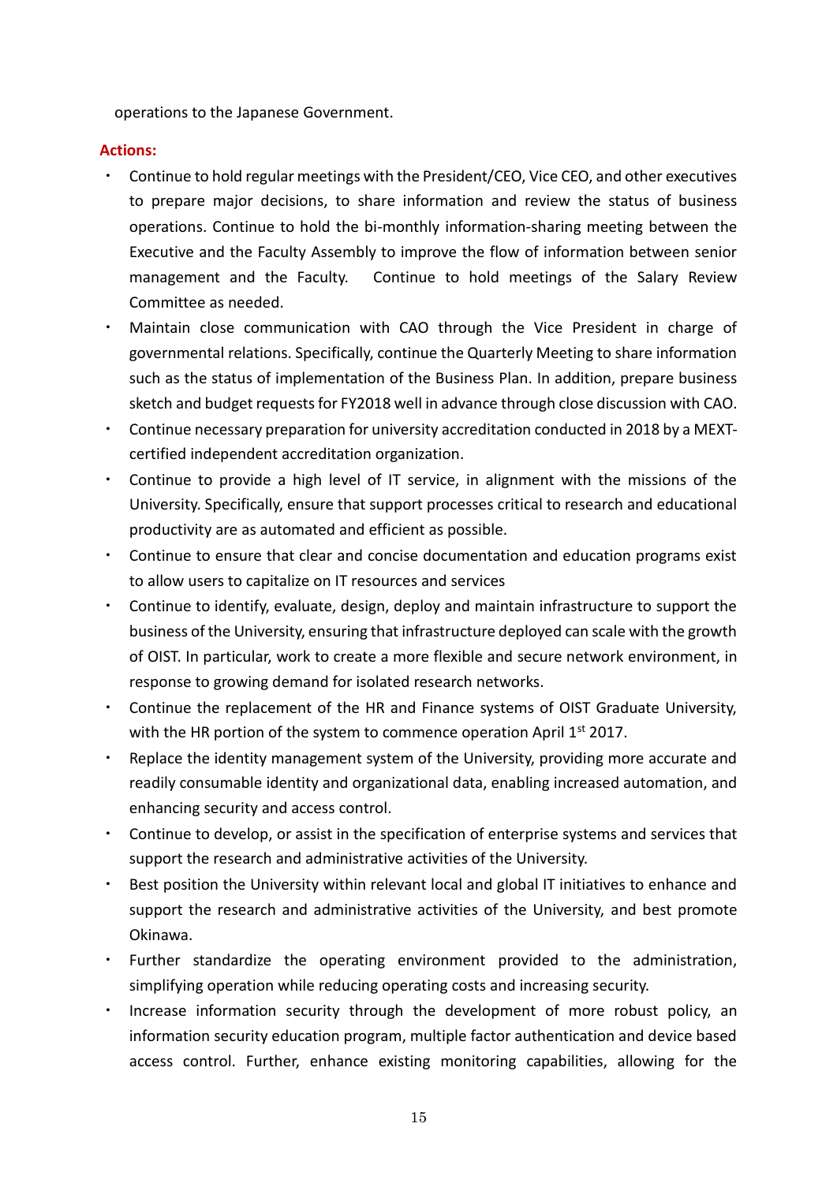operations to the Japanese Government.

**Actions:**

- Continue to hold regular meetings with the President/CEO, Vice CEO, and other executives to prepare major decisions, to share information and review the status of business operations. Continue to hold the bi-monthly information-sharing meeting between the Executive and the Faculty Assembly to improve the flow of information between senior management and the Faculty. Continue to hold meetings of the Salary Review Committee as needed.
- Maintain close communication with CAO through the Vice President in charge of governmental relations. Specifically, continue the Quarterly Meeting to share information such as the status of implementation of the Business Plan. In addition, prepare business sketch and budget requests for FY2018 well in advance through close discussion with CAO.
- Continue necessary preparation for university accreditation conducted in 2018 by a MEXT-certified independent accreditation organization.
- Continue to provide a high level of IT service, in alignment with the missions of the University. Specifically, ensure that support processes critical to research and educational productivity are as automated and efficient as possible.
- Continue to ensure that clear and concise documentation and education programs exist to allow users to capitalize on IT resources and services
- Continue to identify, evaluate, design, deploy and maintain infrastructure to support the business of the University, ensuring that infrastructure deployed can scale with the growth of OIST. In particular, work to create a more flexible and secure network environment, in response to growing demand for isolated research networks.
- Continue the replacement of the HR and Finance systems of OIST Graduate University, with the HR portion of the system to commence operation April 1st 2017.
- Replace the identity management system of the University, providing more accurate and readily consumable identity and organizational data, enabling increased automation, and enhancing security and access control.
- Continue to develop, or assist in the specification of enterprise systems and services that support the research and administrative activities of the University.
- Best position the University within relevant local and global IT initiatives to enhance and support the research and administrative activities of the University, and best promote Okinawa.
- Further standardize the operating environment provided to the administration, simplifying operation while reducing operating costs and increasing security.
- Increase information security through the development of more robust policy, an information security education program, multiple factor authentication and device based access control. Further, enhance existing monitoring capabilities, allowing for the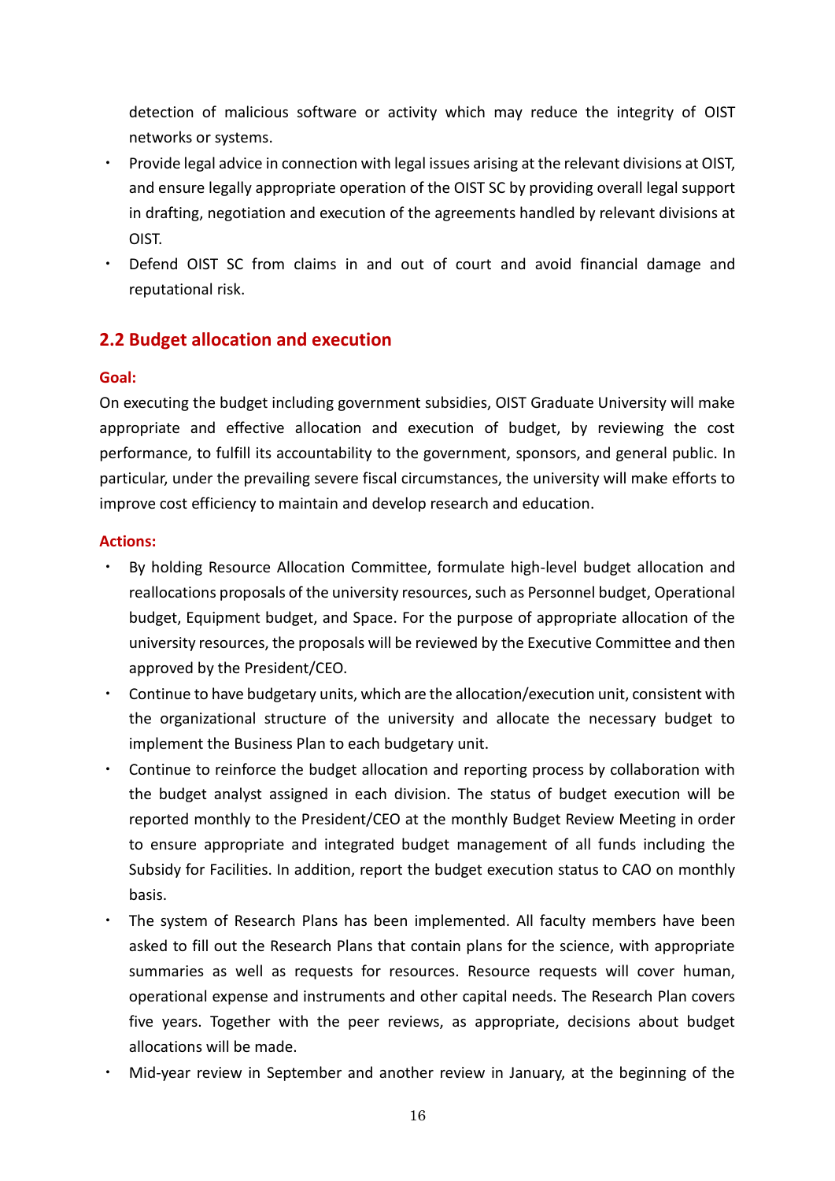detection of malicious software or activity which may reduce the integrity of OIST networks or systems.

- Provide legal advice in connection with legal issues arising at the relevant divisions at OIST, and ensure legally appropriate operation of the OIST SC by providing overall legal support in drafting, negotiation and execution of the agreements handled by relevant divisions at OIST.
- Defend OIST SC from claims in and out of court and avoid financial damage and reputational risk.

## 2.2 Budget allocation and execution

**Goal:**

On executing the budget including government subsidies, OIST Graduate University will make appropriate and effective allocation and execution of budget, by reviewing the cost performance, to fulfill its accountability to the government, sponsors, and general public. In particular, under the prevailing severe fiscal circumstances, the university will make efforts to improve cost efficiency to maintain and develop research and education.

**Actions:**

- By holding Resource Allocation Committee, formulate high-level budget allocation and reallocations proposals of the university resources, such as Personnel budget, Operational budget, Equipment budget, and Space. For the purpose of appropriate allocation of the university resources, the proposals will be reviewed by the Executive Committee and then approved by the President/CEO.
- Continue to have budgetary units, which are the allocation/execution unit, consistent with the organizational structure of the university and allocate the necessary budget to implement the Business Plan to each budgetary unit.
- Continue to reinforce the budget allocation and reporting process by collaboration with the budget analyst assigned in each division. The status of budget execution will be reported monthly to the President/CEO at the monthly Budget Review Meeting in order to ensure appropriate and integrated budget management of all funds including the Subsidy for Facilities. In addition, report the budget execution status to CAO on monthly basis.
- The system of Research Plans has been implemented. All faculty members have been asked to fill out the Research Plans that contain plans for the science, with appropriate summaries as well as requests for resources. Resource requests will cover human, operational expense and instruments and other capital needs. The Research Plan covers five years. Together with the peer reviews, as appropriate, decisions about budget allocations will be made.
- Mid-year review in September and another review in January, at the beginning of the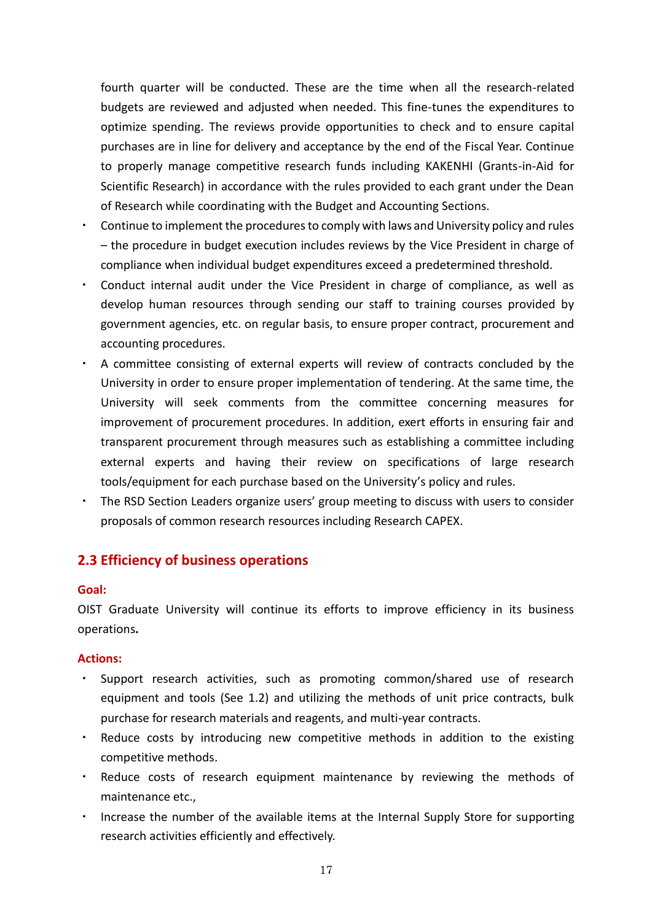fourth quarter will be conducted. These are the time when all the research-related budgets are reviewed and adjusted when needed. This fine-tunes the expenditures to optimize spending. The reviews provide opportunities to check and to ensure capital purchases are in line for delivery and acceptance by the end of the Fiscal Year. Continue to properly manage competitive research funds including KAKENHI (Grants-in-Aid for Scientific Research) in accordance with the rules provided to each grant under the Dean of Research while coordinating with the Budget and Accounting Sections.

- Continue to implement the procedures to comply with laws and University policy and rules – the procedure in budget execution includes reviews by the Vice President in charge of compliance when individual budget expenditures exceed a predetermined threshold.
- Conduct internal audit under the Vice President in charge of compliance, as well as develop human resources through sending our staff to training courses provided by government agencies, etc. on regular basis, to ensure proper contract, procurement and accounting procedures.
- A committee consisting of external experts will review of contracts concluded by the University in order to ensure proper implementation of tendering. At the same time, the University will seek comments from the committee concerning measures for improvement of procurement procedures. In addition, exert efforts in ensuring fair and transparent procurement through measures such as establishing a committee including external experts and having their review on specifications of large research tools/equipment for each purchase based on the University's policy and rules.
- The RSD Section Leaders organize users' group meeting to discuss with users to consider proposals of common research resources including Research CAPEX.

## 2.3 Efficiency of business operations

**Goal:**

OIST Graduate University will continue its efforts to improve efficiency in its business operations**.**

**Actions:**

- Support research activities, such as promoting common/shared use of research equipment and tools (See 1.2) and utilizing the methods of unit price contracts, bulk purchase for research materials and reagents, and multi-year contracts.
- Reduce costs by introducing new competitive methods in addition to the existing competitive methods.
- Reduce costs of research equipment maintenance by reviewing the methods of maintenance etc.,
- Increase the number of the available items at the Internal Supply Store for supporting research activities efficiently and effectively.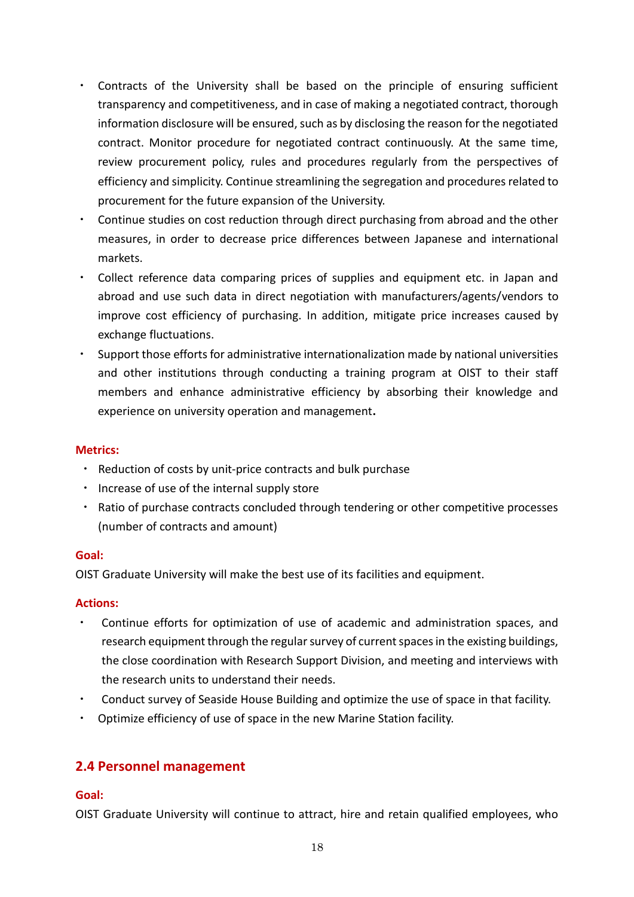- Contracts of the University shall be based on the principle of ensuring sufficient transparency and competitiveness, and in case of making a negotiated contract, thorough information disclosure will be ensured, such as by disclosing the reason for the negotiated contract. Monitor procedure for negotiated contract continuously. At the same time, review procurement policy, rules and procedures regularly from the perspectives of efficiency and simplicity. Continue streamlining the segregation and procedures related to procurement for the future expansion of the University.
- Continue studies on cost reduction through direct purchasing from abroad and the other measures, in order to decrease price differences between Japanese and international markets.
- Collect reference data comparing prices of supplies and equipment etc. in Japan and abroad and use such data in direct negotiation with manufacturers/agents/vendors to improve cost efficiency of purchasing. In addition, mitigate price increases caused by exchange fluctuations.
- Support those efforts for administrative internationalization made by national universities and other institutions through conducting a training program at OIST to their staff members and enhance administrative efficiency by absorbing their knowledge and experience on university operation and management**.**

**Metrics:**

- Reduction of costs by unit-price contracts and bulk purchase
- Increase of use of the internal supply store
- Ratio of purchase contracts concluded through tendering or other competitive processes (number of contracts and amount)

**Goal:**

OIST Graduate University will make the best use of its facilities and equipment.

**Actions:**

- Continue efforts for optimization of use of academic and administration spaces, and research equipment through the regular survey of current spaces in the existing buildings, the close coordination with Research Support Division, and meeting and interviews with the research units to understand their needs.
- Conduct survey of Seaside House Building and optimize the use of space in that facility.
- Optimize efficiency of use of space in the new Marine Station facility.

## 2.4 Personnel management

**Goal:**

OIST Graduate University will continue to attract, hire and retain qualified employees, who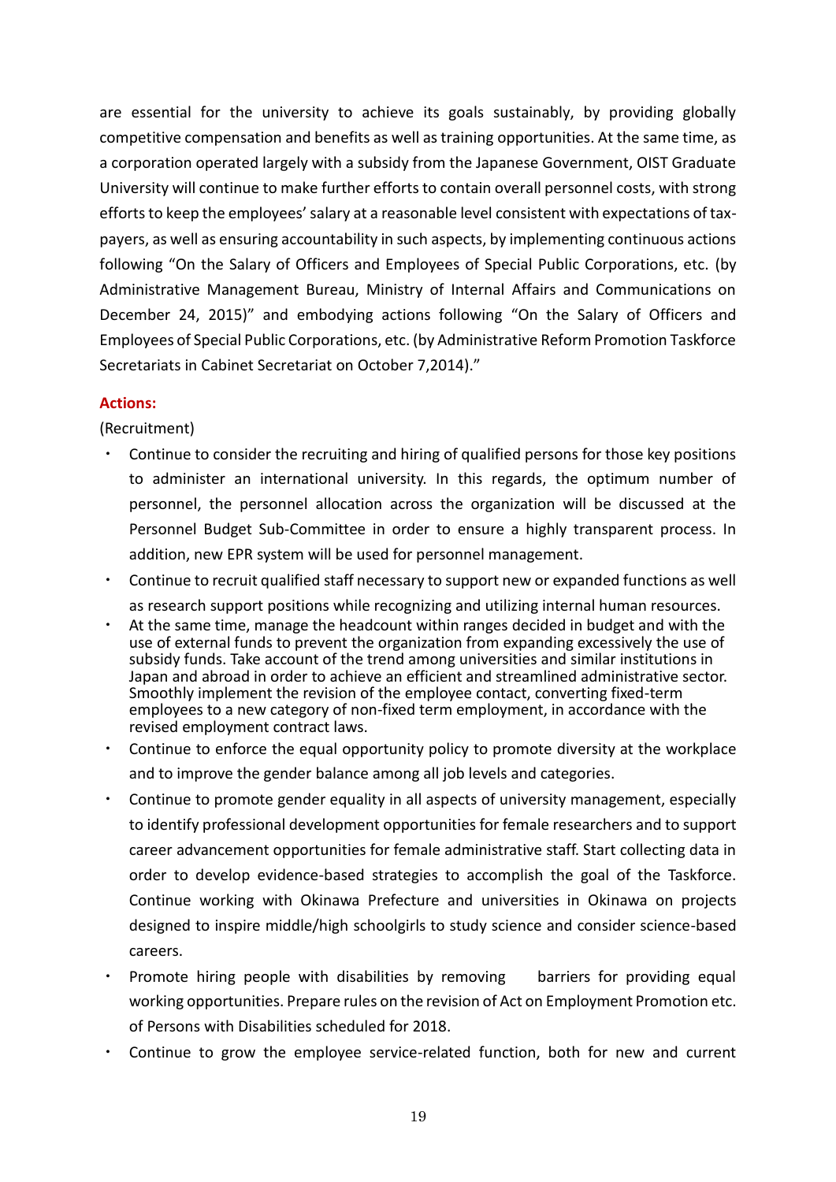are essential for the university to achieve its goals sustainably, by providing globally competitive compensation and benefits as well as training opportunities. At the same time, as a corporation operated largely with a subsidy from the Japanese Government, OIST Graduate University will continue to make further efforts to contain overall personnel costs, with strong efforts to keep the employees' salary at a reasonable level consistent with expectations of tax-payers, as well as ensuring accountability in such aspects, by implementing continuous actions following "On the Salary of Officers and Employees of Special Public Corporations, etc. (by Administrative Management Bureau, Ministry of Internal Affairs and Communications on December 24, 2015)" and embodying actions following "On the Salary of Officers and Employees of Special Public Corporations, etc. (by Administrative Reform Promotion Taskforce Secretariats in Cabinet Secretariat on October 7,2014)."

**Actions:**

(Recruitment)

- Continue to consider the recruiting and hiring of qualified persons for those key positions to administer an international university. In this regards, the optimum number of personnel, the personnel allocation across the organization will be discussed at the Personnel Budget Sub-Committee in order to ensure a highly transparent process. In addition, new EPR system will be used for personnel management.
- Continue to recruit qualified staff necessary to support new or expanded functions as well as research support positions while recognizing and utilizing internal human resources.
- At the same time, manage the headcount within ranges decided in budget and with the use of external funds to prevent the organization from expanding excessively the use of subsidy funds. Take account of the trend among universities and similar institutions in Japan and abroad in order to achieve an efficient and streamlined administrative sector. Smoothly implement the revision of the employee contact, converting fixed-term employees to a new category of non-fixed term employment, in accordance with the revised employment contract laws.
- Continue to enforce the equal opportunity policy to promote diversity at the workplace and to improve the gender balance among all job levels and categories.
- Continue to promote gender equality in all aspects of university management, especially to identify professional development opportunities for female researchers and to support career advancement opportunities for female administrative staff. Start collecting data in order to develop evidence-based strategies to accomplish the goal of the Taskforce. Continue working with Okinawa Prefecture and universities in Okinawa on projects designed to inspire middle/high schoolgirls to study science and consider science-based careers.
- Promote hiring people with disabilities by removing barriers for providing equal working opportunities. Prepare rules on the revision of Act on Employment Promotion etc. of Persons with Disabilities scheduled for 2018.
- Continue to grow the employee service-related function, both for new and current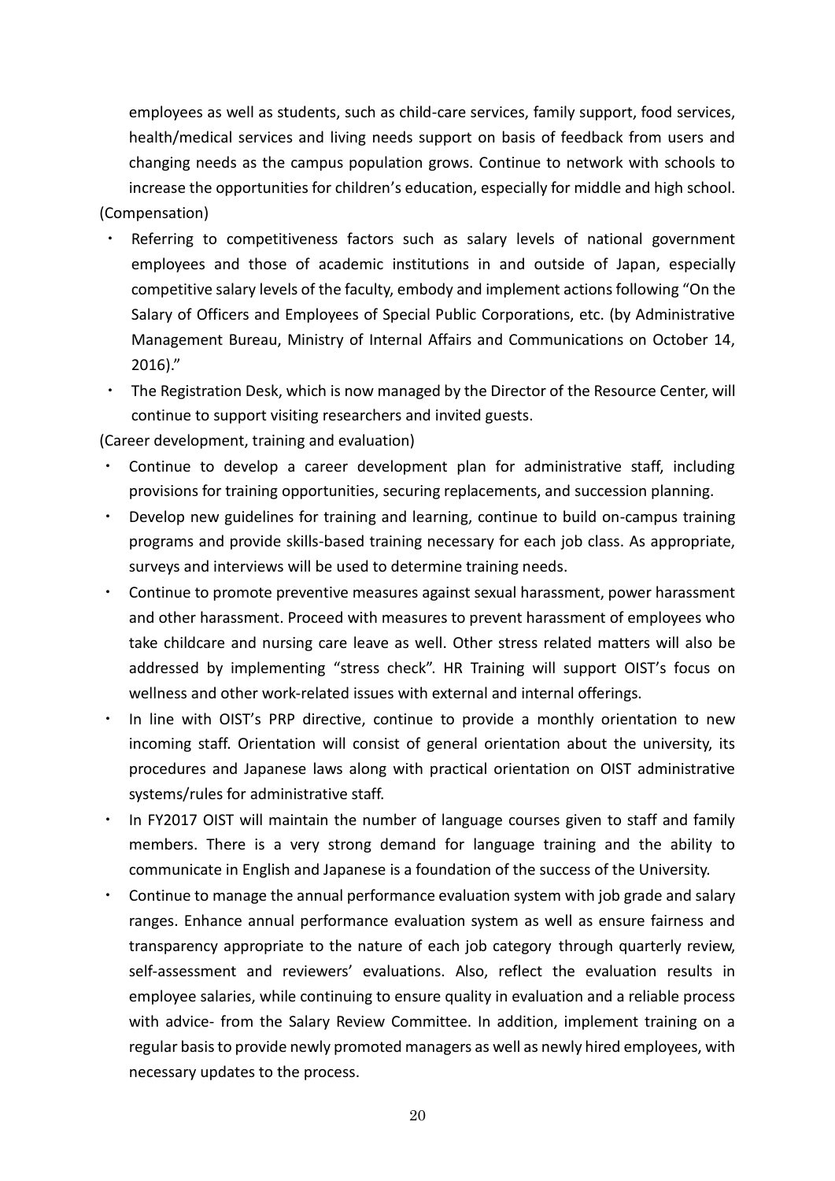employees as well as students, such as child-care services, family support, food services, health/medical services and living needs support on basis of feedback from users and changing needs as the campus population grows. Continue to network with schools to increase the opportunities for children's education, especially for middle and high school.

(Compensation)

- Referring to competitiveness factors such as salary levels of national government employees and those of academic institutions in and outside of Japan, especially competitive salary levels of the faculty, embody and implement actions following "On the Salary of Officers and Employees of Special Public Corporations, etc. (by Administrative Management Bureau, Ministry of Internal Affairs and Communications on October 14, 2016)."
- The Registration Desk, which is now managed by the Director of the Resource Center, will continue to support visiting researchers and invited guests.

(Career development, training and evaluation)

- Continue to develop a career development plan for administrative staff, including provisions for training opportunities, securing replacements, and succession planning.
- Develop new guidelines for training and learning, continue to build on-campus training programs and provide skills-based training necessary for each job class. As appropriate, surveys and interviews will be used to determine training needs.
- Continue to promote preventive measures against sexual harassment, power harassment and other harassment. Proceed with measures to prevent harassment of employees who take childcare and nursing care leave as well. Other stress related matters will also be addressed by implementing "stress check". HR Training will support OIST's focus on wellness and other work-related issues with external and internal offerings.
- In line with OIST's PRP directive, continue to provide a monthly orientation to new incoming staff. Orientation will consist of general orientation about the university, its procedures and Japanese laws along with practical orientation on OIST administrative systems/rules for administrative staff.
- In FY2017 OIST will maintain the number of language courses given to staff and family members. There is a very strong demand for language training and the ability to communicate in English and Japanese is a foundation of the success of the University.
- Continue to manage the annual performance evaluation system with job grade and salary ranges. Enhance annual performance evaluation system as well as ensure fairness and transparency appropriate to the nature of each job category through quarterly review, self-assessment and reviewers' evaluations. Also, reflect the evaluation results in employee salaries, while continuing to ensure quality in evaluation and a reliable process with advice- from the Salary Review Committee. In addition, implement training on a regular basis to provide newly promoted managers as well as newly hired employees, with necessary updates to the process.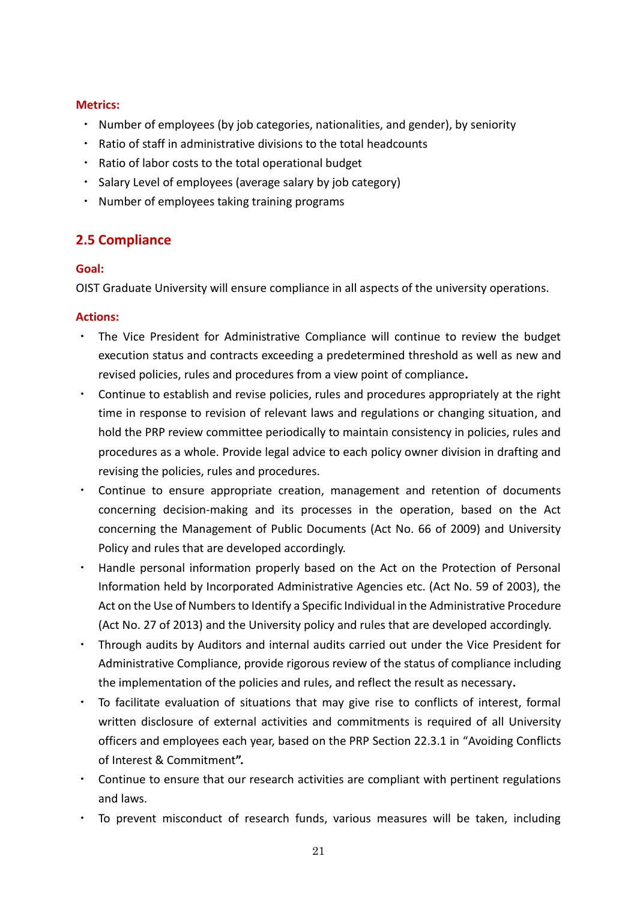**Metrics:**

- Number of employees (by job categories, nationalities, and gender), by seniority
- Ratio of staff in administrative divisions to the total headcounts
- Ratio of labor costs to the total operational budget
- Salary Level of employees (average salary by job category)
- Number of employees taking training programs

## 2.5 Compliance

**Goal:**

OIST Graduate University will ensure compliance in all aspects of the university operations.

**Actions:**

- The Vice President for Administrative Compliance will continue to review the budget execution status and contracts exceeding a predetermined threshold as well as new and revised policies, rules and procedures from a view point of compliance**.**
- Continue to establish and revise policies, rules and procedures appropriately at the right time in response to revision of relevant laws and regulations or changing situation, and hold the PRP review committee periodically to maintain consistency in policies, rules and procedures as a whole. Provide legal advice to each policy owner division in drafting and revising the policies, rules and procedures.
- Continue to ensure appropriate creation, management and retention of documents concerning decision-making and its processes in the operation, based on the Act concerning the Management of Public Documents (Act No. 66 of 2009) and University Policy and rules that are developed accordingly.
- Handle personal information properly based on the Act on the Protection of Personal Information held by Incorporated Administrative Agencies etc. (Act No. 59 of 2003), the Act on the Use of Numbers to Identify a Specific Individual in the Administrative Procedure (Act No. 27 of 2013) and the University policy and rules that are developed accordingly.
- Through audits by Auditors and internal audits carried out under the Vice President for Administrative Compliance, provide rigorous review of the status of compliance including the implementation of the policies and rules, and reflect the result as necessary**.**
- To facilitate evaluation of situations that may give rise to conflicts of interest, formal written disclosure of external activities and commitments is required of all University officers and employees each year, based on the PRP Section 22.3.1 in "Avoiding Conflicts of Interest & Commitment**".**
- Continue to ensure that our research activities are compliant with pertinent regulations and laws.
- To prevent misconduct of research funds, various measures will be taken, including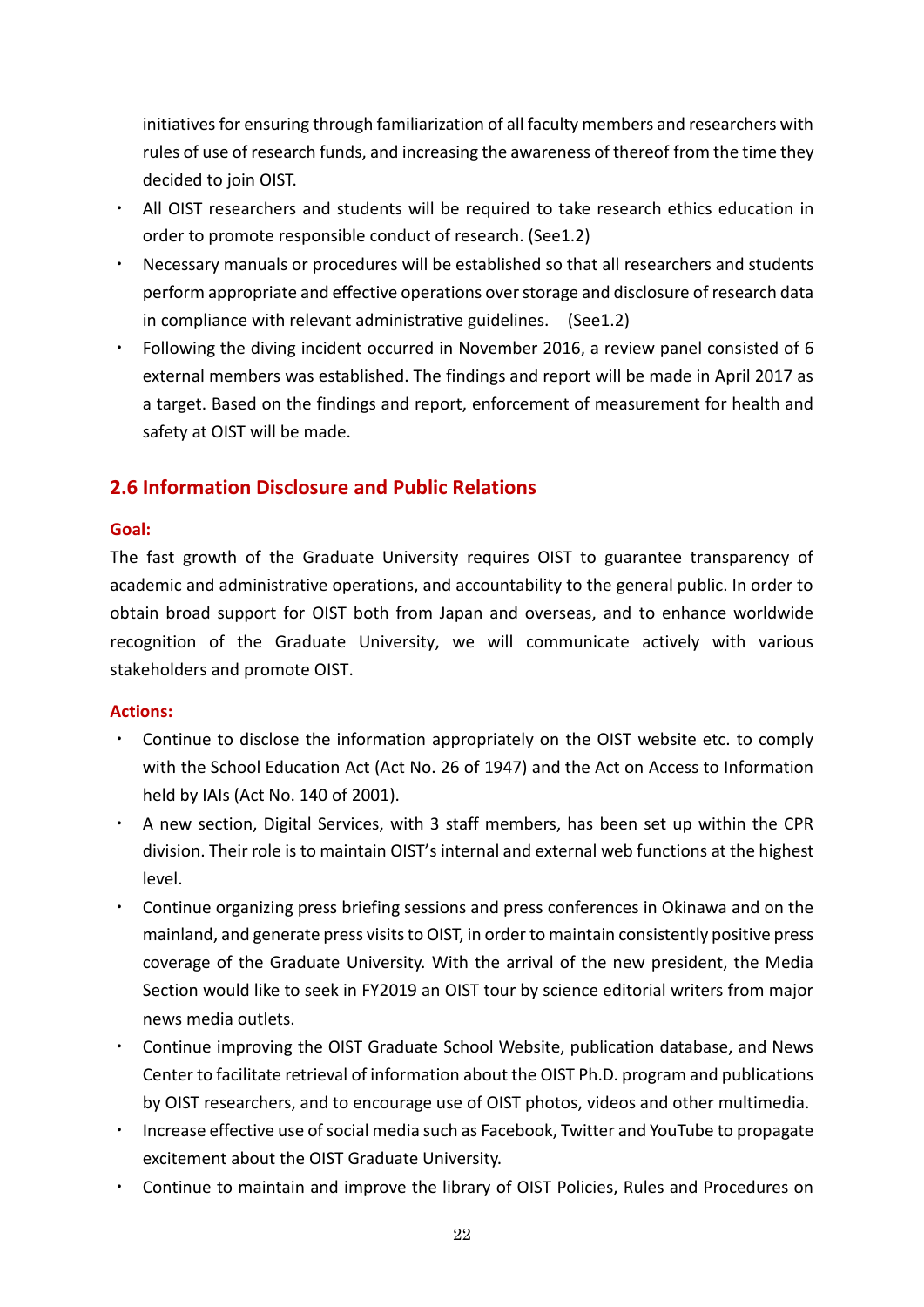initiatives for ensuring through familiarization of all faculty members and researchers with rules of use of research funds, and increasing the awareness of thereof from the time they decided to join OIST.

- All OIST researchers and students will be required to take research ethics education in order to promote responsible conduct of research. (See1.2)
- Necessary manuals or procedures will be established so that all researchers and students perform appropriate and effective operations over storage and disclosure of research data in compliance with relevant administrative guidelines. (See1.2)
- Following the diving incident occurred in November 2016, a review panel consisted of 6 external members was established. The findings and report will be made in April 2017 as a target. Based on the findings and report, enforcement of measurement for health and safety at OIST will be made.

## 2.6 Information Disclosure and Public Relations

**Goal:**

The fast growth of the Graduate University requires OIST to guarantee transparency of academic and administrative operations, and accountability to the general public. In order to obtain broad support for OIST both from Japan and overseas, and to enhance worldwide recognition of the Graduate University, we will communicate actively with various stakeholders and promote OIST.

**Actions:**

- Continue to disclose the information appropriately on the OIST website etc. to comply with the School Education Act (Act No. 26 of 1947) and the Act on Access to Information held by IAIs (Act No. 140 of 2001).
- A new section, Digital Services, with 3 staff members, has been set up within the CPR division. Their role is to maintain OIST's internal and external web functions at the highest level.
- Continue organizing press briefing sessions and press conferences in Okinawa and on the mainland, and generate press visits to OIST, in order to maintain consistently positive press coverage of the Graduate University. With the arrival of the new president, the Media Section would like to seek in FY2019 an OIST tour by science editorial writers from major news media outlets.
- Continue improving the OIST Graduate School Website, publication database, and News Center to facilitate retrieval of information about the OIST Ph.D. program and publications by OIST researchers, and to encourage use of OIST photos, videos and other multimedia.
- Increase effective use of social media such as Facebook, Twitter and YouTube to propagate excitement about the OIST Graduate University.
- Continue to maintain and improve the library of OIST Policies, Rules and Procedures on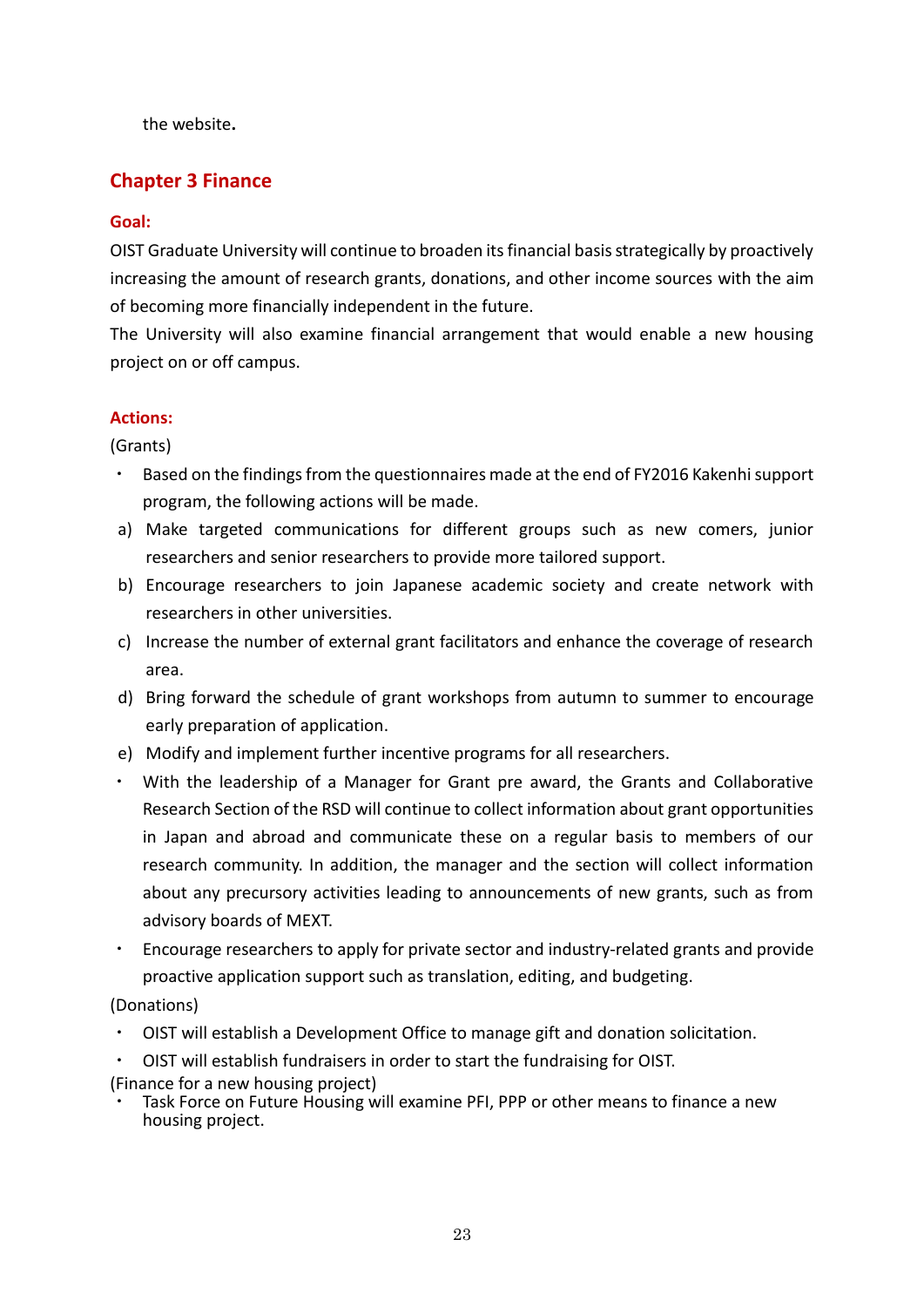the website.

## Chapter 3 Finance

### Goal:

OIST Graduate University will continue to broaden its financial basis strategically by proactively increasing the amount of research grants, donations, and other income sources with the aim of becoming more financially independent in the future.

The University will also examine financial arrangement that would enable a new housing project on or off campus.

### Actions:

(Grants)

- Based on the findings from the questionnaires made at the end of FY2016 Kakenhi support program, the following actions will be made.

a) Make targeted communications for different groups such as new comers, junior researchers and senior researchers to provide more tailored support.

b) Encourage researchers to join Japanese academic society and create network with researchers in other universities.

c) Increase the number of external grant facilitators and enhance the coverage of research area.

d) Bring forward the schedule of grant workshops from autumn to summer to encourage early preparation of application.

e) Modify and implement further incentive programs for all researchers.

- With the leadership of a Manager for Grant pre award, the Grants and Collaborative Research Section of the RSD will continue to collect information about grant opportunities in Japan and abroad and communicate these on a regular basis to members of our research community. In addition, the manager and the section will collect information about any precursory activities leading to announcements of new grants, such as from advisory boards of MEXT.
- Encourage researchers to apply for private sector and industry-related grants and provide proactive application support such as translation, editing, and budgeting.

(Donations)

- OIST will establish a Development Office to manage gift and donation solicitation.
- OIST will establish fundraisers in order to start the fundraising for OIST.

(Finance for a new housing project)

- Task Force on Future Housing will examine PFI, PPP or other means to finance a new housing project.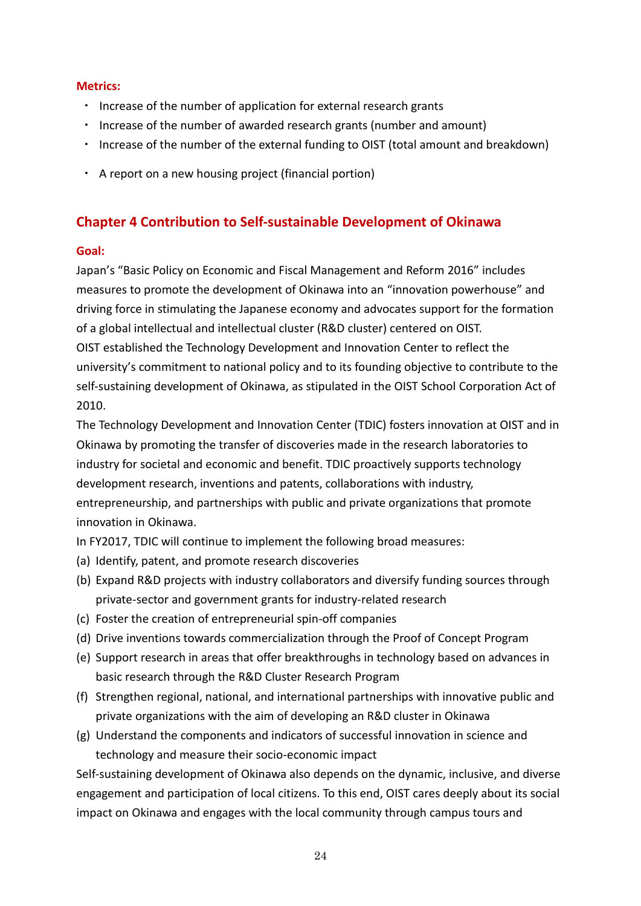**Metrics:**

- Increase of the number of application for external research grants
- Increase of the number of awarded research grants (number and amount)
- Increase of the number of the external funding to OIST (total amount and breakdown)
- A report on a new housing project (financial portion)

## Chapter 4 Contribution to Self-sustainable Development of Okinawa

**Goal:**

Japan's "Basic Policy on Economic and Fiscal Management and Reform 2016" includes measures to promote the development of Okinawa into an "innovation powerhouse" and driving force in stimulating the Japanese economy and advocates support for the formation of a global intellectual and intellectual cluster (R&D cluster) centered on OIST.

OIST established the Technology Development and Innovation Center to reflect the university's commitment to national policy and to its founding objective to contribute to the self-sustaining development of Okinawa, as stipulated in the OIST School Corporation Act of 2010.

The Technology Development and Innovation Center (TDIC) fosters innovation at OIST and in Okinawa by promoting the transfer of discoveries made in the research laboratories to industry for societal and economic and benefit. TDIC proactively supports technology development research, inventions and patents, collaborations with industry, entrepreneurship, and partnerships with public and private organizations that promote innovation in Okinawa.

In FY2017, TDIC will continue to implement the following broad measures:

(a) Identify, patent, and promote research discoveries
(b) Expand R&D projects with industry collaborators and diversify funding sources through private-sector and government grants for industry-related research
(c) Foster the creation of entrepreneurial spin-off companies
(d) Drive inventions towards commercialization through the Proof of Concept Program
(e) Support research in areas that offer breakthroughs in technology based on advances in basic research through the R&D Cluster Research Program
(f) Strengthen regional, national, and international partnerships with innovative public and private organizations with the aim of developing an R&D cluster in Okinawa
(g) Understand the components and indicators of successful innovation in science and technology and measure their socio-economic impact

Self-sustaining development of Okinawa also depends on the dynamic, inclusive, and diverse engagement and participation of local citizens. To this end, OIST cares deeply about its social impact on Okinawa and engages with the local community through campus tours and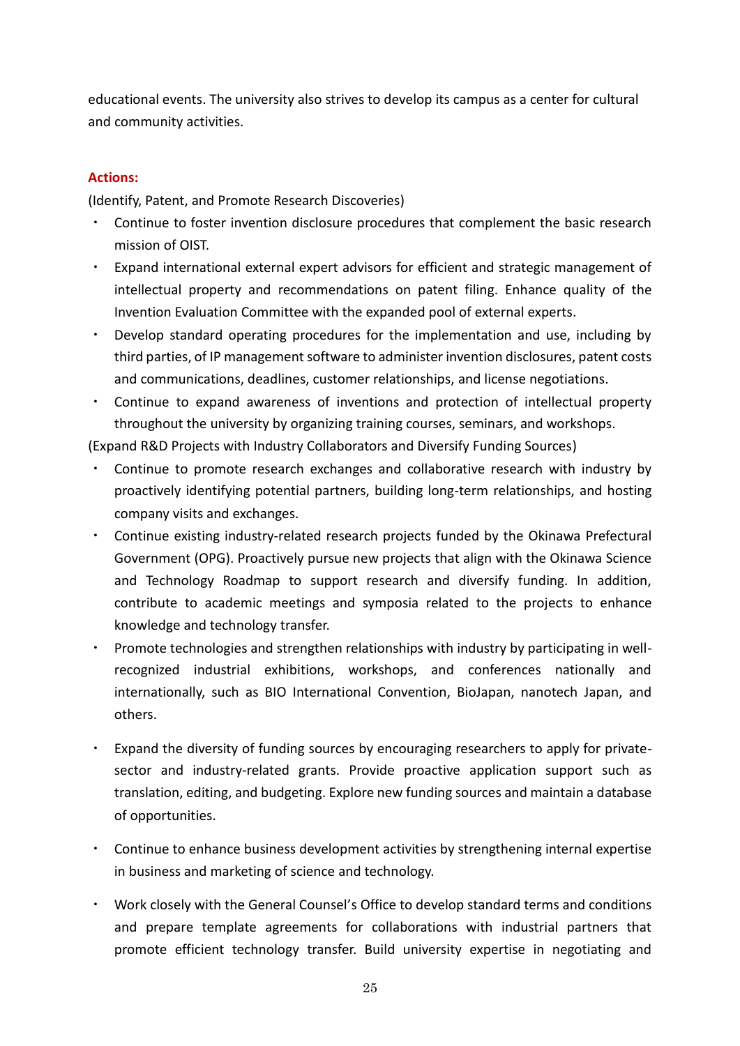educational events. The university also strives to develop its campus as a center for cultural and community activities.

**Actions:**

(Identify, Patent, and Promote Research Discoveries)

- Continue to foster invention disclosure procedures that complement the basic research mission of OIST.
- Expand international external expert advisors for efficient and strategic management of intellectual property and recommendations on patent filing. Enhance quality of the Invention Evaluation Committee with the expanded pool of external experts.
- Develop standard operating procedures for the implementation and use, including by third parties, of IP management software to administer invention disclosures, patent costs and communications, deadlines, customer relationships, and license negotiations.
- Continue to expand awareness of inventions and protection of intellectual property throughout the university by organizing training courses, seminars, and workshops.

(Expand R&D Projects with Industry Collaborators and Diversify Funding Sources)

- Continue to promote research exchanges and collaborative research with industry by proactively identifying potential partners, building long-term relationships, and hosting company visits and exchanges.
- Continue existing industry-related research projects funded by the Okinawa Prefectural Government (OPG). Proactively pursue new projects that align with the Okinawa Science and Technology Roadmap to support research and diversify funding. In addition, contribute to academic meetings and symposia related to the projects to enhance knowledge and technology transfer.
- Promote technologies and strengthen relationships with industry by participating in well-recognized industrial exhibitions, workshops, and conferences nationally and internationally, such as BIO International Convention, BioJapan, nanotech Japan, and others.
- Expand the diversity of funding sources by encouraging researchers to apply for private-sector and industry-related grants. Provide proactive application support such as translation, editing, and budgeting. Explore new funding sources and maintain a database of opportunities.
- Continue to enhance business development activities by strengthening internal expertise in business and marketing of science and technology.
- Work closely with the General Counsel's Office to develop standard terms and conditions and prepare template agreements for collaborations with industrial partners that promote efficient technology transfer. Build university expertise in negotiating and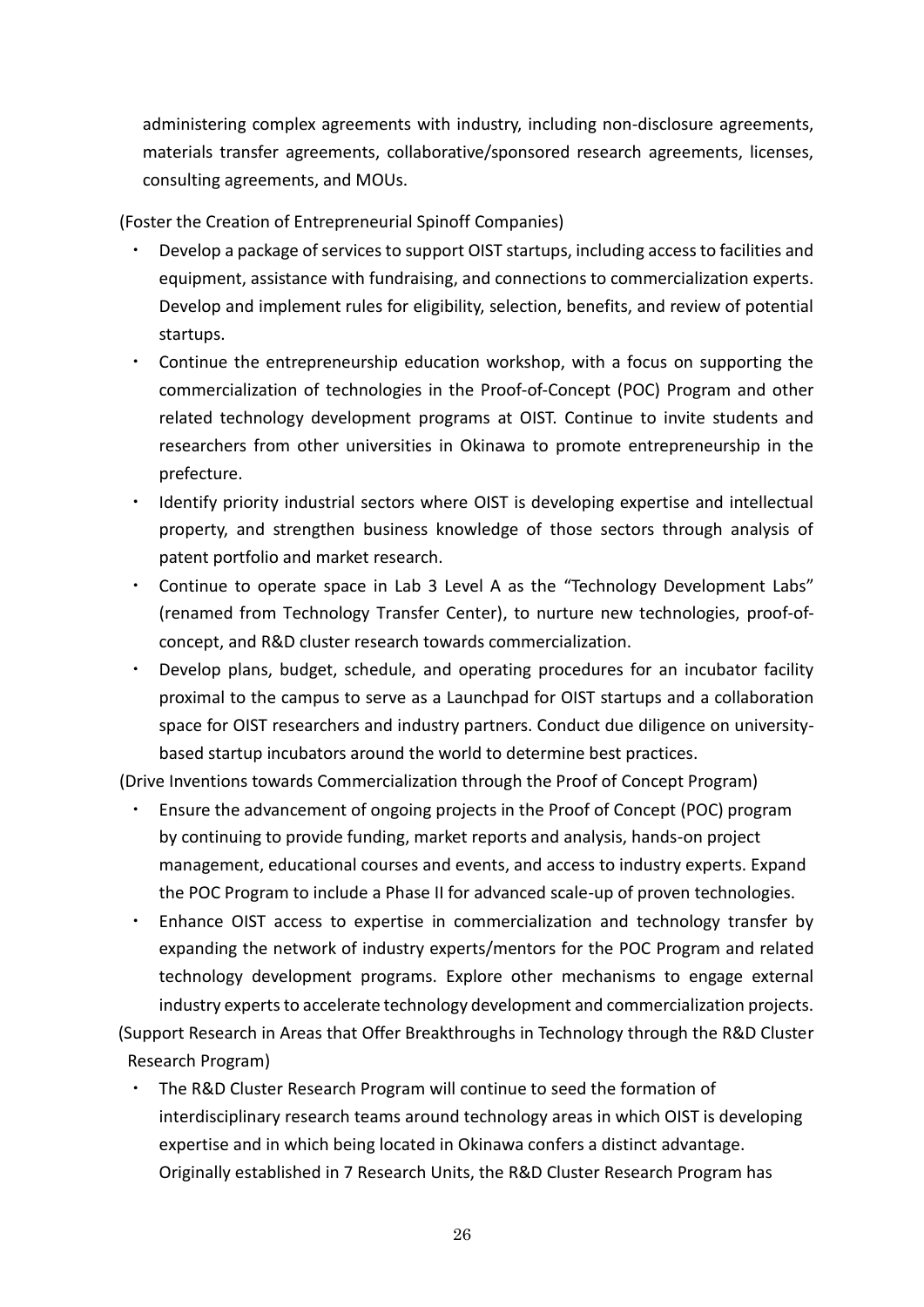administering complex agreements with industry, including non-disclosure agreements, materials transfer agreements, collaborative/sponsored research agreements, licenses, consulting agreements, and MOUs.

(Foster the Creation of Entrepreneurial Spinoff Companies)

- Develop a package of services to support OIST startups, including access to facilities and equipment, assistance with fundraising, and connections to commercialization experts. Develop and implement rules for eligibility, selection, benefits, and review of potential startups.
- Continue the entrepreneurship education workshop, with a focus on supporting the commercialization of technologies in the Proof-of-Concept (POC) Program and other related technology development programs at OIST. Continue to invite students and researchers from other universities in Okinawa to promote entrepreneurship in the prefecture.
- Identify priority industrial sectors where OIST is developing expertise and intellectual property, and strengthen business knowledge of those sectors through analysis of patent portfolio and market research.
- Continue to operate space in Lab 3 Level A as the "Technology Development Labs" (renamed from Technology Transfer Center), to nurture new technologies, proof-of-concept, and R&D cluster research towards commercialization.
- Develop plans, budget, schedule, and operating procedures for an incubator facility proximal to the campus to serve as a Launchpad for OIST startups and a collaboration space for OIST researchers and industry partners. Conduct due diligence on university-based startup incubators around the world to determine best practices.

(Drive Inventions towards Commercialization through the Proof of Concept Program)

- Ensure the advancement of ongoing projects in the Proof of Concept (POC) program by continuing to provide funding, market reports and analysis, hands-on project management, educational courses and events, and access to industry experts. Expand the POC Program to include a Phase II for advanced scale-up of proven technologies.
- Enhance OIST access to expertise in commercialization and technology transfer by expanding the network of industry experts/mentors for the POC Program and related technology development programs. Explore other mechanisms to engage external industry experts to accelerate technology development and commercialization projects.

(Support Research in Areas that Offer Breakthroughs in Technology through the R&D Cluster Research Program)

- The R&D Cluster Research Program will continue to seed the formation of interdisciplinary research teams around technology areas in which OIST is developing expertise and in which being located in Okinawa confers a distinct advantage. Originally established in 7 Research Units, the R&D Cluster Research Program has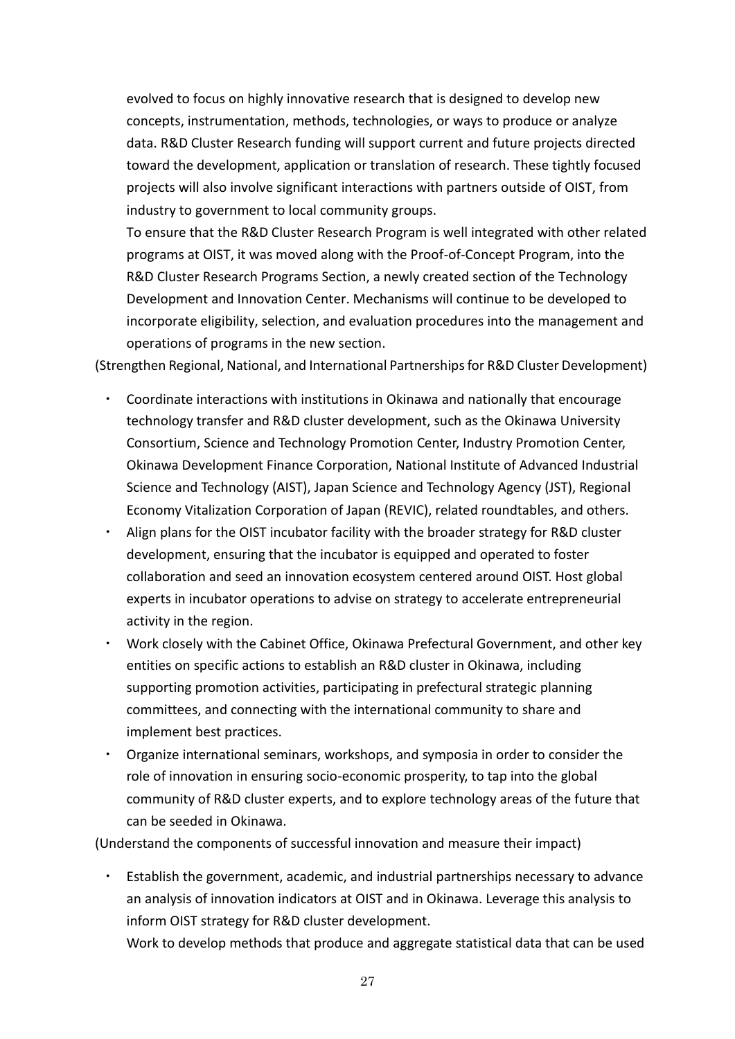evolved to focus on highly innovative research that is designed to develop new concepts, instrumentation, methods, technologies, or ways to produce or analyze data. R&D Cluster Research funding will support current and future projects directed toward the development, application or translation of research. These tightly focused projects will also involve significant interactions with partners outside of OIST, from industry to government to local community groups.

To ensure that the R&D Cluster Research Program is well integrated with other related programs at OIST, it was moved along with the Proof-of-Concept Program, into the R&D Cluster Research Programs Section, a newly created section of the Technology Development and Innovation Center. Mechanisms will continue to be developed to incorporate eligibility, selection, and evaluation procedures into the management and operations of programs in the new section.

(Strengthen Regional, National, and International Partnerships for R&D Cluster Development)

- Coordinate interactions with institutions in Okinawa and nationally that encourage technology transfer and R&D cluster development, such as the Okinawa University Consortium, Science and Technology Promotion Center, Industry Promotion Center, Okinawa Development Finance Corporation, National Institute of Advanced Industrial Science and Technology (AIST), Japan Science and Technology Agency (JST), Regional Economy Vitalization Corporation of Japan (REVIC), related roundtables, and others.
- Align plans for the OIST incubator facility with the broader strategy for R&D cluster development, ensuring that the incubator is equipped and operated to foster collaboration and seed an innovation ecosystem centered around OIST. Host global experts in incubator operations to advise on strategy to accelerate entrepreneurial activity in the region.
- Work closely with the Cabinet Office, Okinawa Prefectural Government, and other key entities on specific actions to establish an R&D cluster in Okinawa, including supporting promotion activities, participating in prefectural strategic planning committees, and connecting with the international community to share and implement best practices.
- Organize international seminars, workshops, and symposia in order to consider the role of innovation in ensuring socio-economic prosperity, to tap into the global community of R&D cluster experts, and to explore technology areas of the future that can be seeded in Okinawa.

(Understand the components of successful innovation and measure their impact)

- Establish the government, academic, and industrial partnerships necessary to advance an analysis of innovation indicators at OIST and in Okinawa. Leverage this analysis to inform OIST strategy for R&D cluster development.

  Work to develop methods that produce and aggregate statistical data that can be used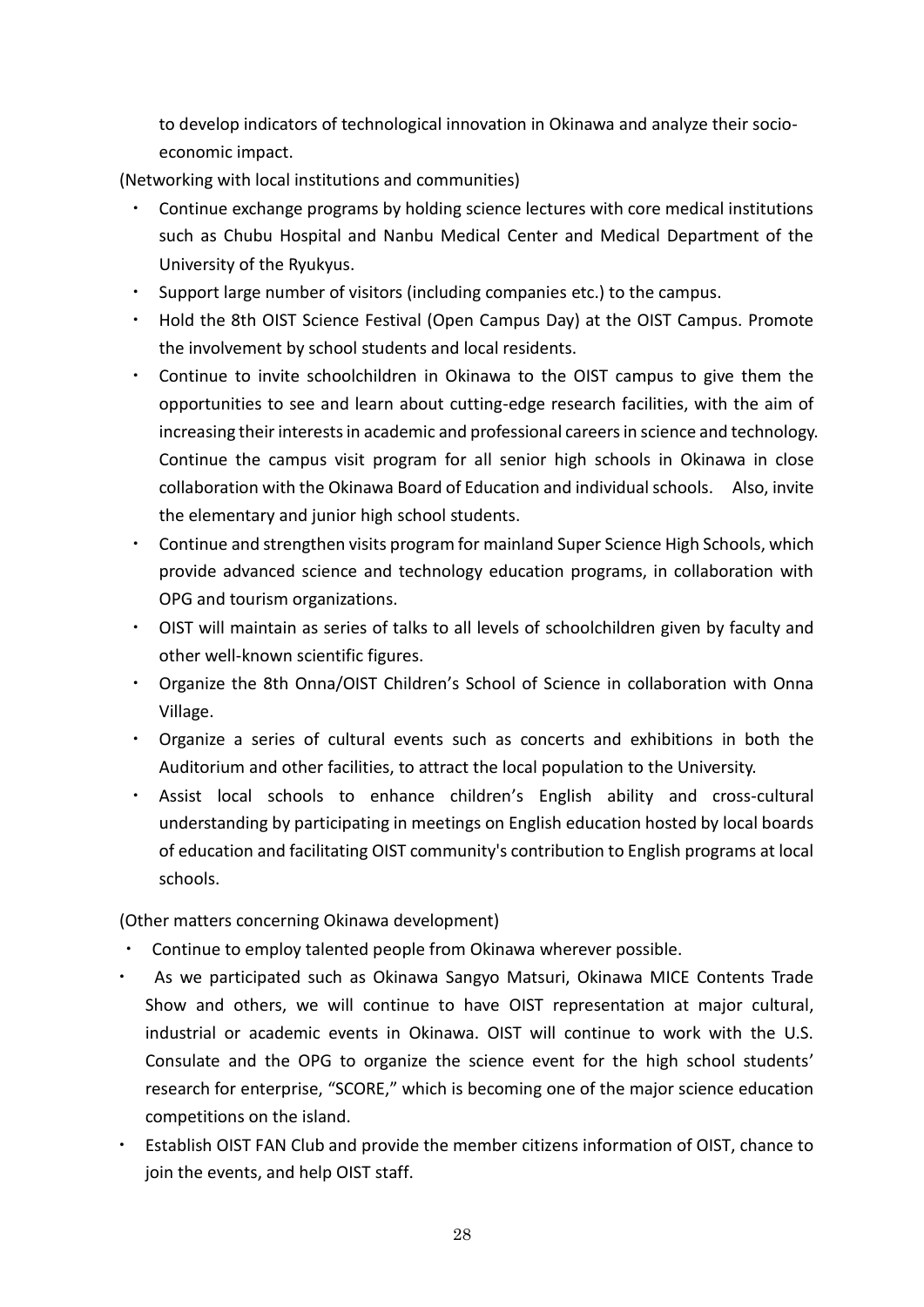to develop indicators of technological innovation in Okinawa and analyze their socio-economic impact.

(Networking with local institutions and communities)

- Continue exchange programs by holding science lectures with core medical institutions such as Chubu Hospital and Nanbu Medical Center and Medical Department of the University of the Ryukyus.
- Support large number of visitors (including companies etc.) to the campus.
- Hold the 8th OIST Science Festival (Open Campus Day) at the OIST Campus. Promote the involvement by school students and local residents.
- Continue to invite schoolchildren in Okinawa to the OIST campus to give them the opportunities to see and learn about cutting-edge research facilities, with the aim of increasing their interests in academic and professional careers in science and technology. Continue the campus visit program for all senior high schools in Okinawa in close collaboration with the Okinawa Board of Education and individual schools.　Also, invite the elementary and junior high school students.
- Continue and strengthen visits program for mainland Super Science High Schools, which provide advanced science and technology education programs, in collaboration with OPG and tourism organizations.
- OIST will maintain as series of talks to all levels of schoolchildren given by faculty and other well-known scientific figures.
- Organize the 8th Onna/OIST Children's School of Science in collaboration with Onna Village.
- Organize a series of cultural events such as concerts and exhibitions in both the Auditorium and other facilities, to attract the local population to the University.
- Assist local schools to enhance children's English ability and cross-cultural understanding by participating in meetings on English education hosted by local boards of education and facilitating OIST community's contribution to English programs at local schools.

(Other matters concerning Okinawa development)

- Continue to employ talented people from Okinawa wherever possible.
- As we participated such as Okinawa Sangyo Matsuri, Okinawa MICE Contents Trade Show and others, we will continue to have OIST representation at major cultural, industrial or academic events in Okinawa. OIST will continue to work with the U.S. Consulate and the OPG to organize the science event for the high school students' research for enterprise, "SCORE," which is becoming one of the major science education competitions on the island.
- Establish OIST FAN Club and provide the member citizens information of OIST, chance to join the events, and help OIST staff.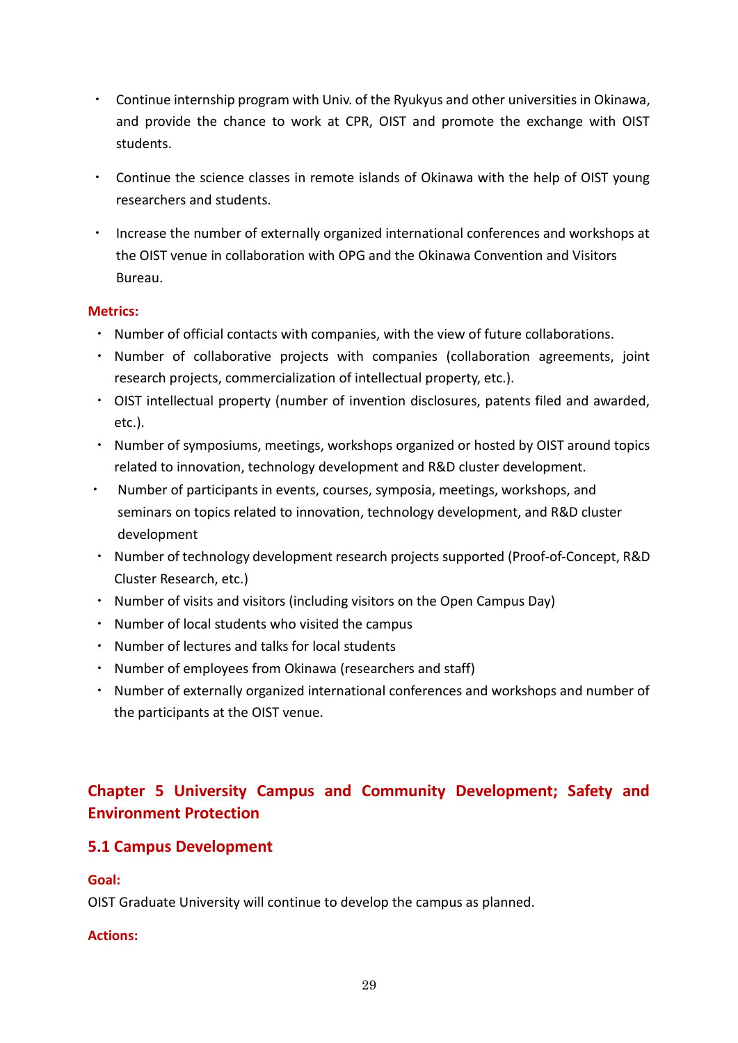- Continue internship program with Univ. of the Ryukyus and other universities in Okinawa, and provide the chance to work at CPR, OIST and promote the exchange with OIST students.
- Continue the science classes in remote islands of Okinawa with the help of OIST young researchers and students.
- Increase the number of externally organized international conferences and workshops at the OIST venue in collaboration with OPG and the Okinawa Convention and Visitors Bureau.

**Metrics:**

- Number of official contacts with companies, with the view of future collaborations.
- Number of collaborative projects with companies (collaboration agreements, joint research projects, commercialization of intellectual property, etc.).
- OIST intellectual property (number of invention disclosures, patents filed and awarded, etc.).
- Number of symposiums, meetings, workshops organized or hosted by OIST around topics related to innovation, technology development and R&D cluster development.
- Number of participants in events, courses, symposia, meetings, workshops, and seminars on topics related to innovation, technology development, and R&D cluster development
- Number of technology development research projects supported (Proof-of-Concept, R&D Cluster Research, etc.)
- Number of visits and visitors (including visitors on the Open Campus Day)
- Number of local students who visited the campus
- Number of lectures and talks for local students
- Number of employees from Okinawa (researchers and staff)
- Number of externally organized international conferences and workshops and number of the participants at the OIST venue.

## Chapter 5 University Campus and Community Development; Safety and Environment Protection

### 5.1 Campus Development

**Goal:**

OIST Graduate University will continue to develop the campus as planned.

**Actions:**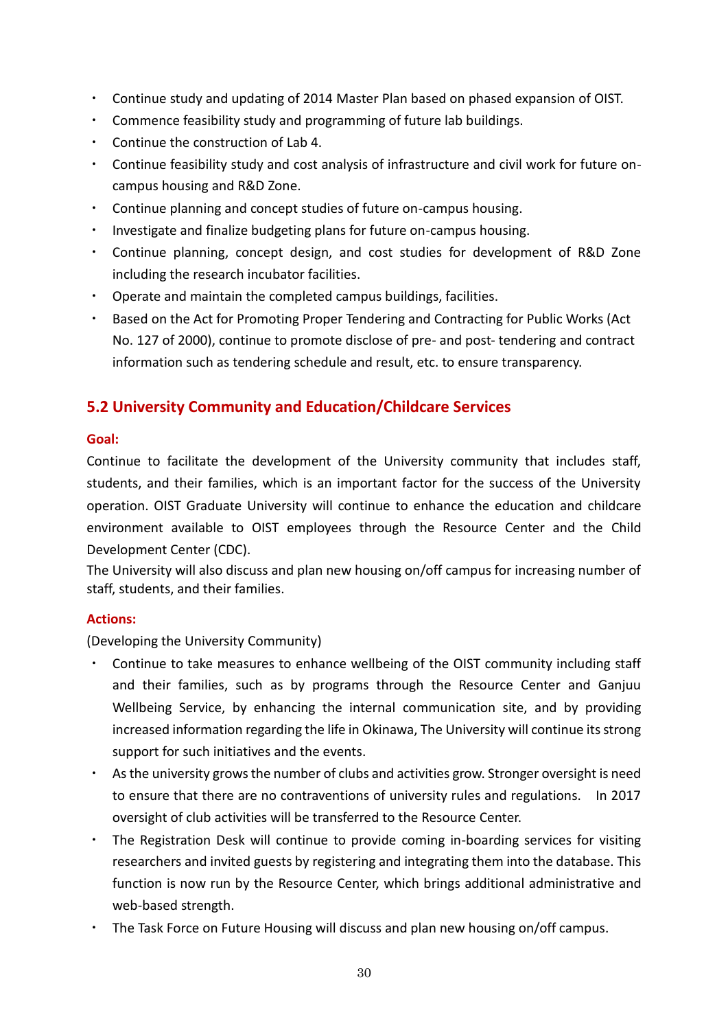- Continue study and updating of 2014 Master Plan based on phased expansion of OIST.
- Commence feasibility study and programming of future lab buildings.
- Continue the construction of Lab 4.
- Continue feasibility study and cost analysis of infrastructure and civil work for future on-campus housing and R&D Zone.
- Continue planning and concept studies of future on-campus housing.
- Investigate and finalize budgeting plans for future on-campus housing.
- Continue planning, concept design, and cost studies for development of R&D Zone including the research incubator facilities.
- Operate and maintain the completed campus buildings, facilities.
- Based on the Act for Promoting Proper Tendering and Contracting for Public Works (Act No. 127 of 2000), continue to promote disclose of pre- and post- tendering and contract information such as tendering schedule and result, etc. to ensure transparency.

## 5.2 University Community and Education/Childcare Services

**Goal:**

Continue to facilitate the development of the University community that includes staff, students, and their families, which is an important factor for the success of the University operation. OIST Graduate University will continue to enhance the education and childcare environment available to OIST employees through the Resource Center and the Child Development Center (CDC).

The University will also discuss and plan new housing on/off campus for increasing number of staff, students, and their families.

**Actions:**

(Developing the University Community)

- Continue to take measures to enhance wellbeing of the OIST community including staff and their families, such as by programs through the Resource Center and Ganjuu Wellbeing Service, by enhancing the internal communication site, and by providing increased information regarding the life in Okinawa, The University will continue its strong support for such initiatives and the events.
- As the university grows the number of clubs and activities grow. Stronger oversight is need to ensure that there are no contraventions of university rules and regulations. In 2017 oversight of club activities will be transferred to the Resource Center.
- The Registration Desk will continue to provide coming in-boarding services for visiting researchers and invited guests by registering and integrating them into the database. This function is now run by the Resource Center, which brings additional administrative and web-based strength.
- The Task Force on Future Housing will discuss and plan new housing on/off campus.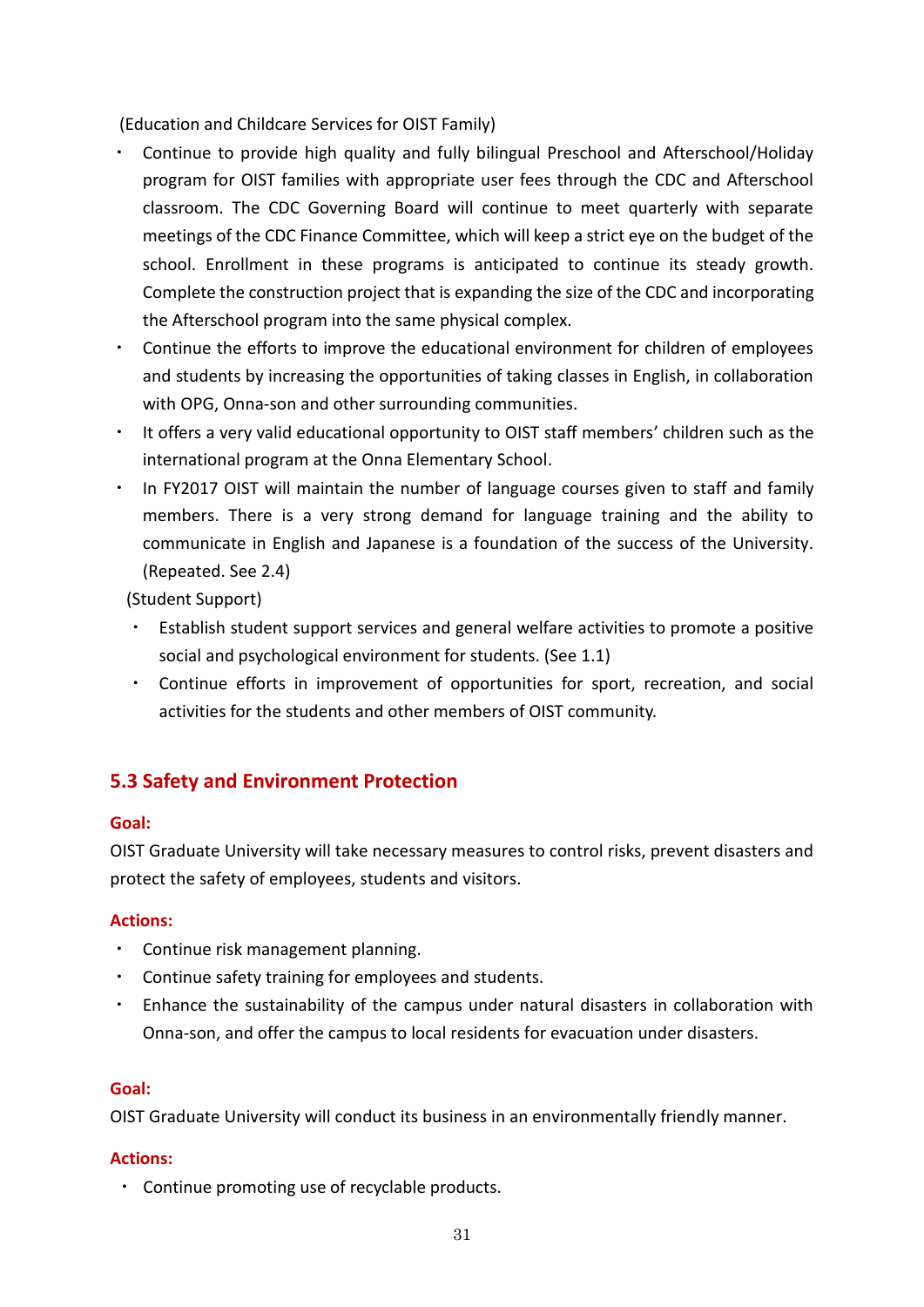(Education and Childcare Services for OIST Family)

- Continue to provide high quality and fully bilingual Preschool and Afterschool/Holiday program for OIST families with appropriate user fees through the CDC and Afterschool classroom. The CDC Governing Board will continue to meet quarterly with separate meetings of the CDC Finance Committee, which will keep a strict eye on the budget of the school. Enrollment in these programs is anticipated to continue its steady growth. Complete the construction project that is expanding the size of the CDC and incorporating the Afterschool program into the same physical complex.
- Continue the efforts to improve the educational environment for children of employees and students by increasing the opportunities of taking classes in English, in collaboration with OPG, Onna-son and other surrounding communities.
- It offers a very valid educational opportunity to OIST staff members' children such as the international program at the Onna Elementary School.
- In FY2017 OIST will maintain the number of language courses given to staff and family members. There is a very strong demand for language training and the ability to communicate in English and Japanese is a foundation of the success of the University. (Repeated. See 2.4)

(Student Support)

- Establish student support services and general welfare activities to promote a positive social and psychological environment for students. (See 1.1)
- Continue efforts in improvement of opportunities for sport, recreation, and social activities for the students and other members of OIST community.

## 5.3 Safety and Environment Protection

**Goal:**

OIST Graduate University will take necessary measures to control risks, prevent disasters and protect the safety of employees, students and visitors.

**Actions:**

- Continue risk management planning.
- Continue safety training for employees and students.
- Enhance the sustainability of the campus under natural disasters in collaboration with Onna-son, and offer the campus to local residents for evacuation under disasters.

**Goal:**

OIST Graduate University will conduct its business in an environmentally friendly manner.

**Actions:**

- Continue promoting use of recyclable products.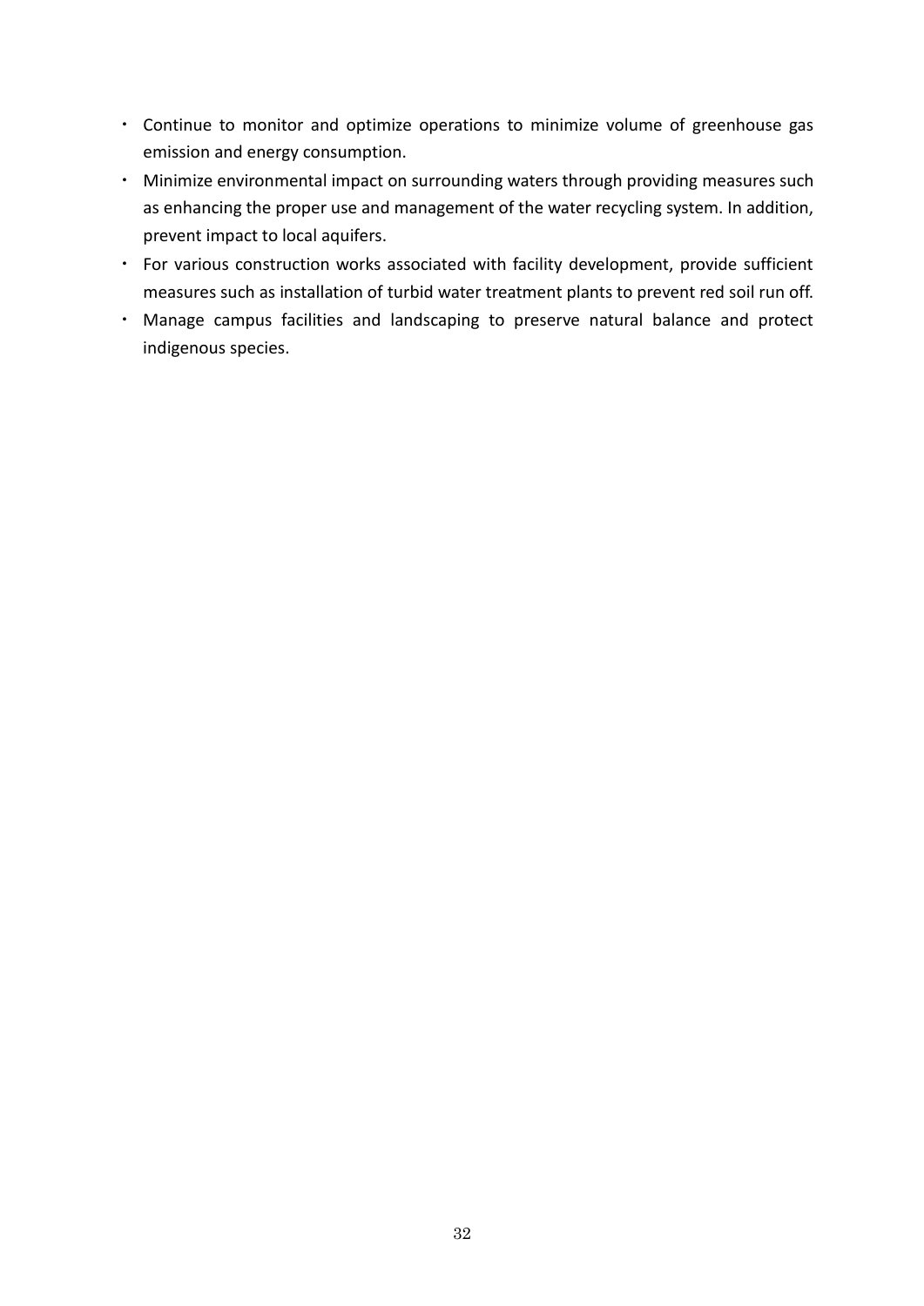- Continue to monitor and optimize operations to minimize volume of greenhouse gas emission and energy consumption.
- Minimize environmental impact on surrounding waters through providing measures such as enhancing the proper use and management of the water recycling system. In addition, prevent impact to local aquifers.
- For various construction works associated with facility development, provide sufficient measures such as installation of turbid water treatment plants to prevent red soil run off.
- Manage campus facilities and landscaping to preserve natural balance and protect indigenous species.